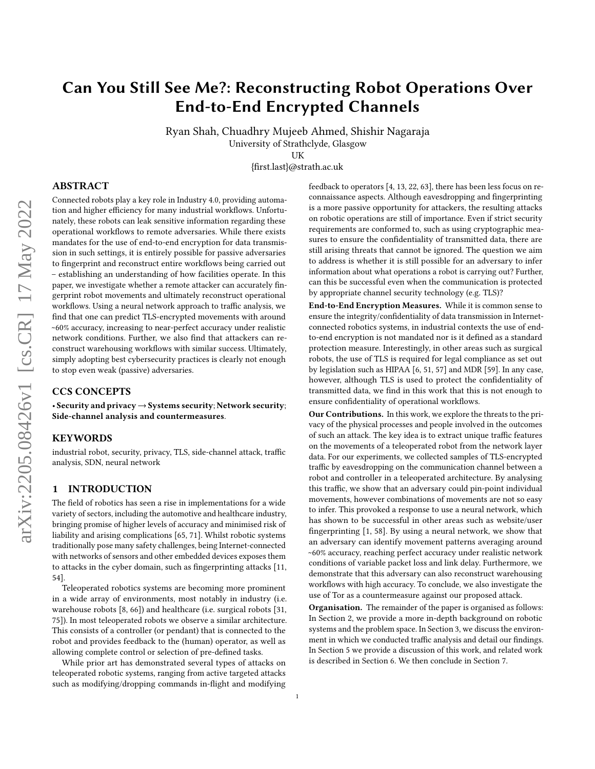# Can You Still See Me?: Reconstructing Robot Operations Over End-to-End Encrypted Channels

Ryan Shah, Chuadhry Mujeeb Ahmed, Shishir Nagaraja
University of Strathclyde, Glasgow
UK
{first.last}@strath.ac.uk

## ABSTRACT

Connected robots play a key role in Industry 4.0, providing automation and higher efficiency for many industrial workflows. Unfortunately, these robots can leak sensitive information regarding these operational workflows to remote adversaries. While there exists mandates for the use of end-to-end encryption for data transmission in such settings, it is entirely possible for passive adversaries to fingerprint and reconstruct entire workflows being carried out – establishing an understanding of how facilities operate. In this paper, we investigate whether a remote attacker can accurately fingerprint robot movements and ultimately reconstruct operational workflows. Using a neural network approach to traffic analysis, we find that one can predict TLS-encrypted movements with around ~60% accuracy, increasing to near-perfect accuracy under realistic network conditions. Further, we also find that attackers can reconstruct warehousing workflows with similar success. Ultimately, simply adopting best cybersecurity practices is clearly not enough to stop even weak (passive) adversaries.

## CCS CONCEPTS

• **Security and privacy** → **Systems security**; **Network security**; **Side-channel analysis and countermeasures**.

## KEYWORDS

industrial robot, security, privacy, TLS, side-channel attack, traffic analysis, SDN, neural network

## 1 INTRODUCTION

The field of robotics has seen a rise in implementations for a wide variety of sectors, including the automotive and healthcare industry, bringing promise of higher levels of accuracy and minimised risk of liability and arising complications [65, 71]. Whilst robotic systems traditionally pose many safety challenges, being Internet-connected with networks of sensors and other embedded devices exposes them to attacks in the cyber domain, such as fingerprinting attacks [11, 54].

Teleoperated robotics systems are becoming more prominent in a wide array of environments, most notably in industry (i.e. warehouse robots [8, 66]) and healthcare (i.e. surgical robots [31, 75]). In most teleoperated robots we observe a similar architecture. This consists of a controller (or pendant) that is connected to the robot and provides feedback to the (human) operator, as well as allowing complete control or selection of pre-defined tasks.

While prior art has demonstrated several types of attacks on teleoperated robotic systems, ranging from active targeted attacks such as modifying/dropping commands in-flight and modifying feedback to operators [4, 13, 22, 63], there has been less focus on reconnaissance aspects. Although eavesdropping and fingerprinting is a more passive opportunity for attackers, the resulting attacks on robotic operations are still of importance. Even if strict security requirements are conformed to, such as using cryptographic measures to ensure the confidentiality of transmitted data, there are still arising threats that cannot be ignored. The question we aim to address is whether it is still possible for an adversary to infer information about what operations a robot is carrying out? Further, can this be successful even when the communication is protected by appropriate channel security technology (e.g. TLS)?

**End-to-End Encryption Measures.** While it is common sense to ensure the integrity/confidentiality of data transmission in Internet-connected robotics systems, in industrial contexts the use of end-to-end encryption is not mandated nor is it defined as a standard protection measure. Interestingly, in other areas such as surgical robots, the use of TLS is required for legal compliance as set out by legislation such as HIPAA [6, 51, 57] and MDR [59]. In any case, however, although TLS is used to protect the confidentiality of transmitted data, we find in this work that this is not enough to ensure confidentiality of operational workflows.

**Our Contributions.** In this work, we explore the threats to the privacy of the physical processes and people involved in the outcomes of such an attack. The key idea is to extract unique traffic features on the movements of a teleoperated robot from the network layer data. For our experiments, we collected samples of TLS-encrypted traffic by eavesdropping on the communication channel between a robot and controller in a teleoperated architecture. By analysing this traffic, we show that an adversary could pin-point individual movements, however combinations of movements are not so easy to infer. This provoked a response to use a neural network, which has shown to be successful in other areas such as website/user fingerprinting [1, 58]. By using a neural network, we show that an adversary can identify movement patterns averaging around ~60% accuracy, reaching perfect accuracy under realistic network conditions of variable packet loss and link delay. Furthermore, we demonstrate that this adversary can also reconstruct warehousing workflows with high accuracy. To conclude, we also investigate the use of Tor as a countermeasure against our proposed attack.

**Organisation.** The remainder of the paper is organised as follows: In Section 2, we provide a more in-depth background on robotic systems and the problem space. In Section 3, we discuss the environment in which we conducted traffic analysis and detail our findings. In Section 5 we provide a discussion of this work, and related work is described in Section 6. We then conclude in Section 7.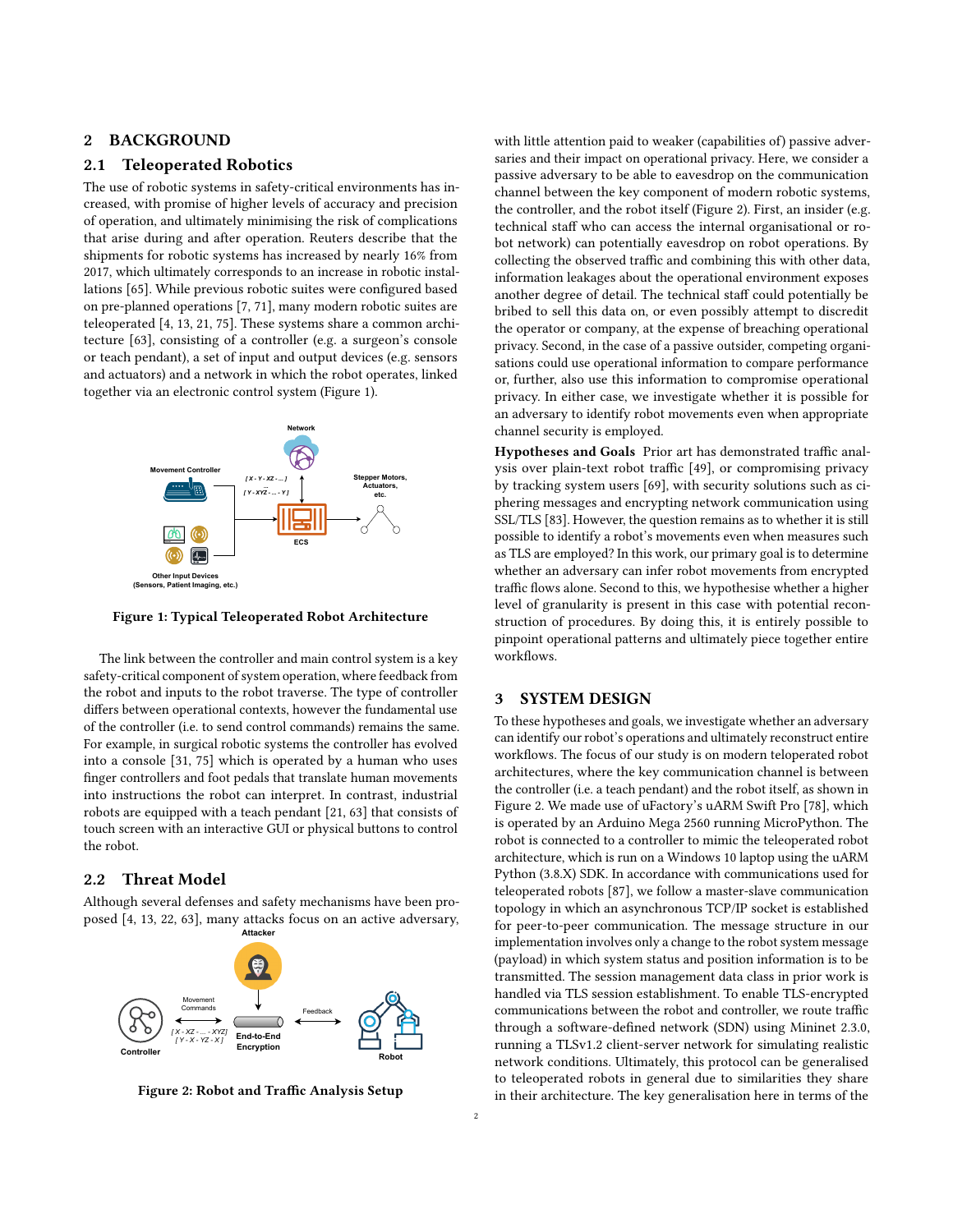## 2 BACKGROUND

### 2.1 Teleoperated Robotics

The use of robotic systems in safety-critical environments has increased, with promise of higher levels of accuracy and precision of operation, and ultimately minimising the risk of complications that arise during and after operation. Reuters describe that the shipments for robotic systems has increased by nearly 16% from 2017, which ultimately corresponds to an increase in robotic installations [65]. While previous robotic suites were configured based on pre-planned operations [7, 71], many modern robotic suites are teleoperated [4, 13, 21, 75]. These systems share a common architecture [63], consisting of a controller (e.g. a surgeon's console or teach pendant), a set of input and output devices (e.g. sensors and actuators) and a network in which the robot operates, linked together via an electronic control system (Figure 1).

Figure 1: Typical Teleoperated Robot Architecture

The link between the controller and main control system is a key safety-critical component of system operation, where feedback from the robot and inputs to the robot traverse. The type of controller differs between operational contexts, however the fundamental use of the controller (i.e. to send control commands) remains the same. For example, in surgical robotic systems the controller has evolved into a console [31, 75] which is operated by a human who uses finger controllers and foot pedals that translate human movements into instructions the robot can interpret. In contrast, industrial robots are equipped with a teach pendant [21, 63] that consists of touch screen with an interactive GUI or physical buttons to control the robot.

### 2.2 Threat Model

Although several defenses and safety mechanisms have been proposed [4, 13, 22, 63], many attacks focus on an active adversary, with little attention paid to weaker (capabilities of) passive adversaries and their impact on operational privacy. Here, we consider a passive adversary to be able to eavesdrop on the communication channel between the key component of modern robotic systems, the controller, and the robot itself (Figure 2). First, an insider (e.g. technical staff who can access the internal organisational or robot network) can potentially eavesdrop on robot operations. By collecting the observed traffic and combining this with other data, information leakages about the operational environment exposes another degree of detail. The technical staff could potentially be bribed to sell this data on, or even possibly attempt to discredit the operator or company, at the expense of breaching operational privacy. Second, in the case of a passive outsider, competing organisations could use operational information to compare performance or, further, also use this information to compromise operational privacy. In either case, we investigate whether it is possible for an adversary to identify robot movements even when appropriate channel security is employed.

Figure 2: Robot and Traffic Analysis Setup

**Hypotheses and Goals** Prior art has demonstrated traffic analysis over plain-text robot traffic [49], or compromising privacy by tracking system users [69], with security solutions such as ciphering messages and encrypting network communication using SSL/TLS [83]. However, the question remains as to whether it is still possible to identify a robot's movements even when measures such as TLS are employed? In this work, our primary goal is to determine whether an adversary can infer robot movements from encrypted traffic flows alone. Second to this, we hypothesise whether a higher level of granularity is present in this case with potential reconstruction of procedures. By doing this, it is entirely possible to pinpoint operational patterns and ultimately piece together entire workflows.

## 3 SYSTEM DESIGN

To these hypotheses and goals, we investigate whether an adversary can identify our robot's operations and ultimately reconstruct entire workflows. The focus of our study is on modern teleoperated robot architectures, where the key communication channel is between the controller (i.e. a teach pendant) and the robot itself, as shown in Figure 2. We made use of uFactory's uARM Swift Pro [78], which is operated by an Arduino Mega 2560 running MicroPython. The robot is connected to a controller to mimic the teleoperated robot architecture, which is run on a Windows 10 laptop using the uARM Python (3.8.X) SDK. In accordance with communications used for teleoperated robots [87], we follow a master-slave communication topology in which an asynchronous TCP/IP socket is established for peer-to-peer communication. The message structure in our implementation involves only a change to the robot system message (payload) in which system status and position information is to be transmitted. The session management data class in prior work is handled via TLS session establishment. To enable TLS-encrypted communications between the robot and controller, we route traffic through a software-defined network (SDN) using Mininet 2.3.0, running a TLSv1.2 client-server network for simulating realistic network conditions. Ultimately, this protocol can be generalised to teleoperated robots in general due to similarities they share in their architecture. The key generalisation here in terms of the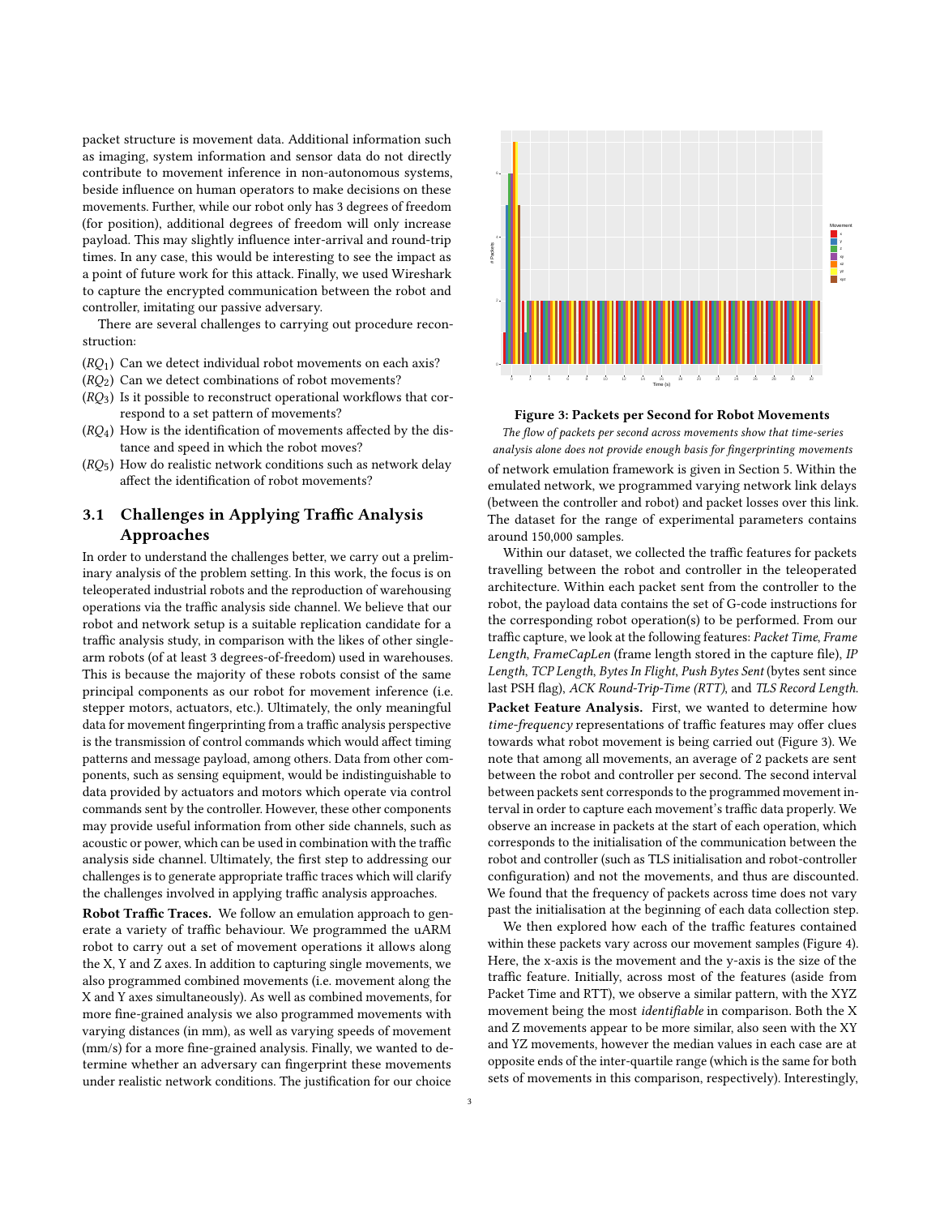packet structure is movement data. Additional information such as imaging, system information and sensor data do not directly contribute to movement inference in non-autonomous systems, beside influence on human operators to make decisions on these movements. Further, while our robot only has 3 degrees of freedom (for position), additional degrees of freedom will only increase payload. This may slightly influence inter-arrival and round-trip times. In any case, this would be interesting to see the impact as a point of future work for this attack. Finally, we used Wireshark to capture the encrypted communication between the robot and controller, imitating our passive adversary.

There are several challenges to carrying out procedure reconstruction:

- ($RQ_1$) Can we detect individual robot movements on each axis?
- ($RQ_2$) Can we detect combinations of robot movements?
- ($RQ_3$) Is it possible to reconstruct operational workflows that correspond to a set pattern of movements?
- ($RQ_4$) How is the identification of movements affected by the distance and speed in which the robot moves?
- ($RQ_5$) How do realistic network conditions such as network delay affect the identification of robot movements?

## 3.1 Challenges in Applying Traffic Analysis Approaches

In order to understand the challenges better, we carry out a preliminary analysis of the problem setting. In this work, the focus is on teleoperated industrial robots and the reproduction of warehousing operations via the traffic analysis side channel. We believe that our robot and network setup is a suitable replication candidate for a traffic analysis study, in comparison with the likes of other single-arm robots (of at least 3 degrees-of-freedom) used in warehouses. This is because the majority of these robots consist of the same principal components as our robot for movement inference (i.e. stepper motors, actuators, etc.). Ultimately, the only meaningful data for movement fingerprinting from a traffic analysis perspective is the transmission of control commands which would affect timing patterns and message payload, among others. Data from other components, such as sensing equipment, would be indistinguishable to data provided by actuators and motors which operate via control commands sent by the controller. However, these other components may provide useful information from other side channels, such as acoustic or power, which can be used in combination with the traffic analysis side channel. Ultimately, the first step to addressing our challenges is to generate appropriate traffic traces which will clarify the challenges involved in applying traffic analysis approaches.

**Robot Traffic Traces.** We follow an emulation approach to generate a variety of traffic behaviour. We programmed the uARM robot to carry out a set of movement operations it allows along the X, Y and Z axes. In addition to capturing single movements, we also programmed combined movements (i.e. movement along the X and Y axes simultaneously). As well as combined movements, for more fine-grained analysis we also programmed movements with varying distances (in mm), as well as varying speeds of movement (mm/s) for a more fine-grained analysis. Finally, we wanted to determine whether an adversary can fingerprint these movements under realistic network conditions. The justification for our choice of network emulation framework is given in Section 5. Within the emulated network, we programmed varying network link delays (between the controller and robot) and packet losses over this link. The dataset for the range of experimental parameters contains around 150,000 samples.

**Figure 3: Packets per Second for Robot Movements**

*The flow of packets per second across movements show that time-series analysis alone does not provide enough basis for fingerprinting movements*

Within our dataset, we collected the traffic features for packets travelling between the robot and controller in the teleoperated architecture. Within each packet sent from the controller to the robot, the payload data contains the set of G-code instructions for the corresponding robot operation(s) to be performed. From our traffic capture, we look at the following features: *Packet Time*, *Frame Length*, *FrameCapLen* (frame length stored in the capture file), *IP Length*, *TCP Length*, *Bytes In Flight*, *Push Bytes Sent* (bytes sent since last PSH flag), *ACK Round-Trip-Time (RTT)*, and *TLS Record Length*.

**Packet Feature Analysis.** First, we wanted to determine how *time-frequency* representations of traffic features may offer clues towards what robot movement is being carried out (Figure 3). We note that among all movements, an average of 2 packets are sent between the robot and controller per second. The second interval between packets sent corresponds to the programmed movement interval in order to capture each movement's traffic data properly. We observe an increase in packets at the start of each operation, which corresponds to the initialisation of the communication between the robot and controller (such as TLS initialisation and robot-controller configuration) and not the movements, and thus are discounted. We found that the frequency of packets across time does not vary past the initialisation at the beginning of each data collection step.

We then explored how each of the traffic features contained within these packets vary across our movement samples (Figure 4). Here, the x-axis is the movement and the y-axis is the size of the traffic feature. Initially, across most of the features (aside from Packet Time and RTT), we observe a similar pattern, with the XYZ movement being the most *identifiable* in comparison. Both the X and Z movements appear to be more similar, also seen with the XY and YZ movements, however the median values in each case are at opposite ends of the inter-quartile range (which is the same for both sets of movements in this comparison, respectively). Interestingly,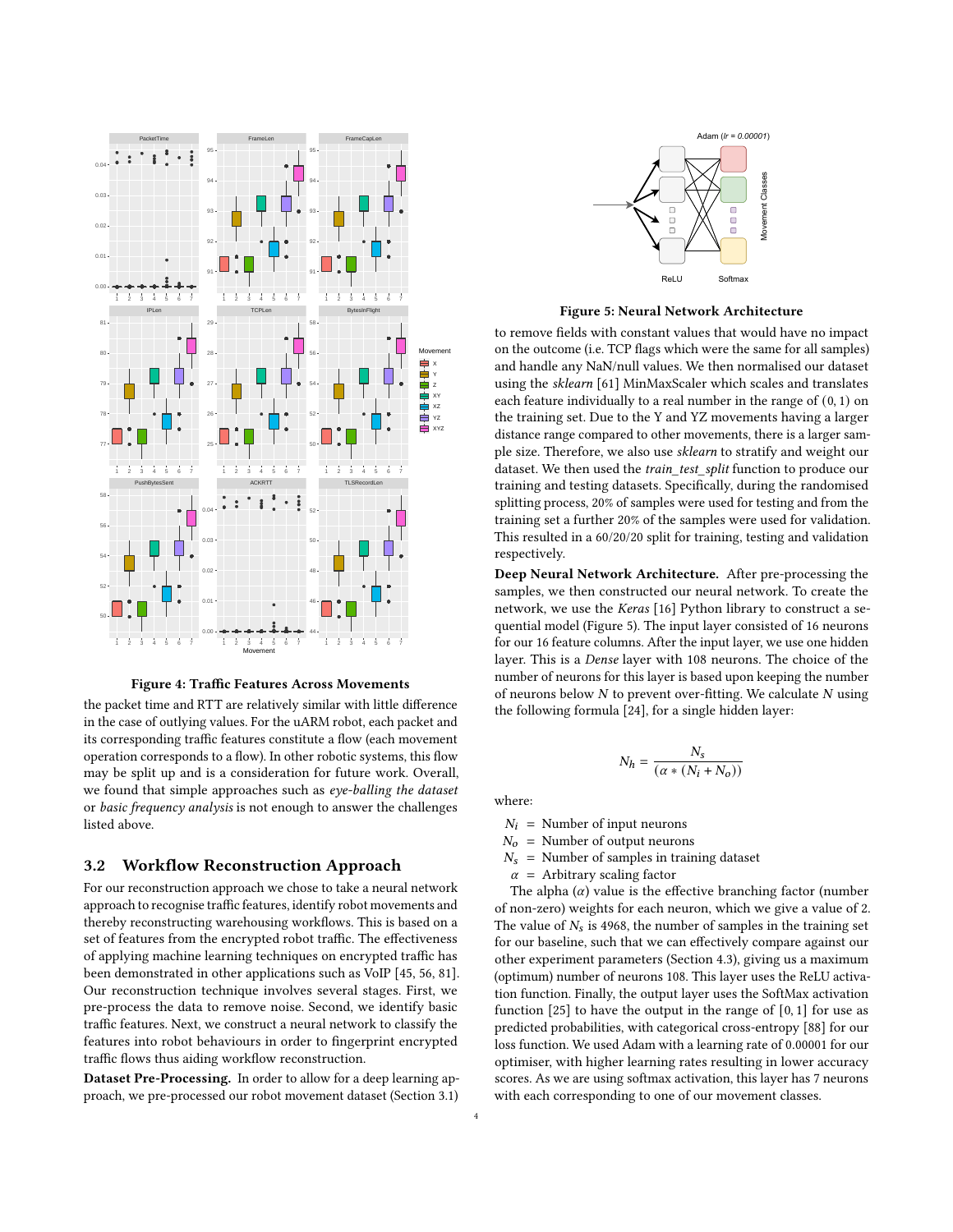Figure 4: Traffic Features Across Movements

the packet time and RTT are relatively similar with little difference in the case of outlying values. For the uARM robot, each packet and its corresponding traffic features constitute a flow (each movement operation corresponds to a flow). In other robotic systems, this flow may be split up and is a consideration for future work. Overall, we found that simple approaches such as *eye-balling the dataset* or *basic frequency analysis* is not enough to answer the challenges listed above.

## 3.2 Workflow Reconstruction Approach

For our reconstruction approach we chose to take a neural network approach to recognise traffic features, identify robot movements and thereby reconstructing warehousing workflows. This is based on a set of features from the encrypted robot traffic. The effectiveness of applying machine learning techniques on encrypted traffic has been demonstrated in other applications such as VoIP [45, 56, 81]. Our reconstruction technique involves several stages. First, we pre-process the data to remove noise. Second, we identify basic traffic features. Next, we construct a neural network to classify the features into robot behaviours in order to fingerprint encrypted traffic flows thus aiding workflow reconstruction.

**Dataset Pre-Processing.** In order to allow for a deep learning approach, we pre-processed our robot movement dataset (Section 3.1) to remove fields with constant values that would have no impact on the outcome (i.e. TCP flags which were the same for all samples) and handle any NaN/null values. We then normalised our dataset using the *sklearn* [61] MinMaxScaler which scales and translates each feature individually to a real number in the range of $(0, 1)$ on the training set. Due to the Y and YZ movements having a larger distance range compared to other movements, there is a larger sample size. Therefore, we also use *sklearn* to stratify and weight our dataset. We then used the *train_test_split* function to produce our training and testing datasets. Specifically, during the randomised splitting process, 20% of samples were used for testing and from the training set a further 20% of the samples were used for validation. This resulted in a 60/20/20 split for training, testing and validation respectively.

Figure 5: Neural Network Architecture

**Deep Neural Network Architecture.** After pre-processing the samples, we then constructed our neural network. To create the network, we use the *Keras* [16] Python library to construct a sequential model (Figure 5). The input layer consisted of 16 neurons for our 16 feature columns. After the input layer, we use one hidden layer. This is a *Dense* layer with 108 neurons. The choice of the number of neurons for this layer is based upon keeping the number of neurons below $N$ to prevent over-fitting. We calculate $N$ using the following formula [24], for a single hidden layer:

$$N_h = \frac{N_s}{(\alpha * (N_i + N_o))}$$

where:

$N_i$ = Number of input neurons
$N_o$ = Number of output neurons
$N_s$ = Number of samples in training dataset
$\alpha$ = Arbitrary scaling factor

The alpha ($\alpha$) value is the effective branching factor (number of non-zero) weights for each neuron, which we give a value of 2. The value of $N_s$ is 4968, the number of samples in the training set for our baseline, such that we can effectively compare against our other experiment parameters (Section 4.3), giving us a maximum (optimum) number of neurons 108. This layer uses the ReLU activation function. Finally, the output layer uses the SoftMax activation function [25] to have the output in the range of $[0, 1]$ for use as predicted probabilities, with categorical cross-entropy [88] for our loss function. We used Adam with a learning rate of 0.00001 for our optimiser, with higher learning rates resulting in lower accuracy scores. As we are using softmax activation, this layer has 7 neurons with each corresponding to one of our movement classes.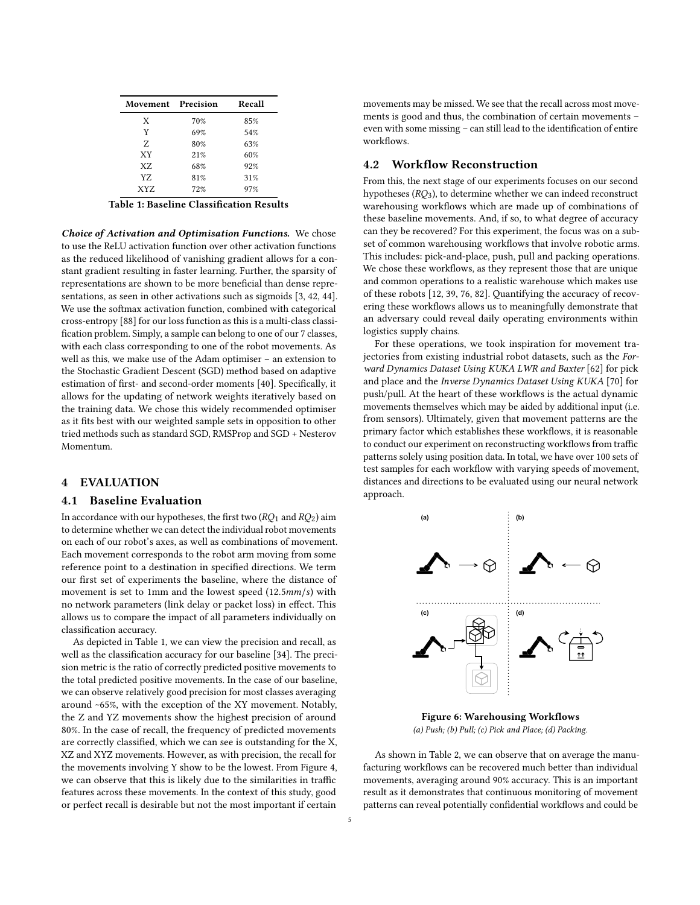| Movement | Precision | Recall |
| --- | --- | --- |
| X | 70% | 85% |
| Y | 69% | 54% |
| Z | 80% | 63% |
| XY | 21% | 60% |
| XZ | 68% | 92% |
| YZ | 81% | 31% |
| XYZ | 72% | 97% |

**Table 1: Baseline Classification Results**

***Choice of Activation and Optimisation Functions.*** We chose to use the ReLU activation function over other activation functions as the reduced likelihood of vanishing gradient allows for a constant gradient resulting in faster learning. Further, the sparsity of representations are shown to be more beneficial than dense representations, as seen in other activations such as sigmoids [3, 42, 44]. We use the softmax activation function, combined with categorical cross-entropy [88] for our loss function as this is a multi-class classification problem. Simply, a sample can belong to one of our 7 classes, with each class corresponding to one of the robot movements. As well as this, we make use of the Adam optimiser – an extension to the Stochastic Gradient Descent (SGD) method based on adaptive estimation of first- and second-order moments [40]. Specifically, it allows for the updating of network weights iteratively based on the training data. We chose this widely recommended optimiser as it fits best with our weighted sample sets in opposition to other tried methods such as standard SGD, RMSProp and SGD + Nesterov Momentum.

## 4 EVALUATION

### 4.1 Baseline Evaluation

In accordance with our hypotheses, the first two ($RQ_1$ and $RQ_2$) aim to determine whether we can detect the individual robot movements on each of our robot's axes, as well as combinations of movement. Each movement corresponds to the robot arm moving from some reference point to a destination in specified directions. We term our first set of experiments the baseline, where the distance of movement is set to 1mm and the lowest speed ($12.5mm/s$) with no network parameters (link delay or packet loss) in effect. This allows us to compare the impact of all parameters individually on classification accuracy.

As depicted in Table 1, we can view the precision and recall, as well as the classification accuracy for our baseline [34]. The precision metric is the ratio of correctly predicted positive movements to the total predicted positive movements. In the case of our baseline, we can observe relatively good precision for most classes averaging around ~65%, with the exception of the XY movement. Notably, the Z and YZ movements show the highest precision of around 80%. In the case of recall, the frequency of predicted movements are correctly classified, which we can see is outstanding for the X, XZ and XYZ movements. However, as with precision, the recall for the movements involving Y show to be the lowest. From Figure 4, we can observe that this is likely due to the similarities in traffic features across these movements. In the context of this study, good or perfect recall is desirable but not the most important if certain movements may be missed. We see that the recall across most movements is good and thus, the combination of certain movements – even with some missing – can still lead to the identification of entire workflows.

### 4.2 Workflow Reconstruction

From this, the next stage of our experiments focuses on our second hypotheses ($RQ_3$), to determine whether we can indeed reconstruct warehousing workflows which are made up of combinations of these baseline movements. And, if so, to what degree of accuracy can they be recovered? For this experiment, the focus was on a subset of common warehousing workflows that involve robotic arms. This includes: pick-and-place, push, pull and packing operations. We chose these workflows, as they represent those that are unique and common operations to a realistic warehouse which makes use of these robots [12, 39, 76, 82]. Quantifying the accuracy of recovering these workflows allows us to meaningfully demonstrate that an adversary could reveal daily operating environments within logistics supply chains.

For these operations, we took inspiration for movement trajectories from existing industrial robot datasets, such as the *Forward Dynamics Dataset Using KUKA LWR and Baxter* [62] for pick and place and the *Inverse Dynamics Dataset Using KUKA* [70] for push/pull. At the heart of these workflows is the actual dynamic movements themselves which may be aided by additional input (i.e. from sensors). Ultimately, given that movement patterns are the primary factor which establishes these workflows, it is reasonable to conduct our experiment on reconstructing workflows from traffic patterns solely using position data. In total, we have over 100 sets of test samples for each workflow with varying speeds of movement, distances and directions to be evaluated using our neural network approach.

**Figure 6: Warehousing Workflows**
*(a) Push; (b) Pull; (c) Pick and Place; (d) Packing.*

As shown in Table 2, we can observe that on average the manufacturing workflows can be recovered much better than individual movements, averaging around 90% accuracy. This is an important result as it demonstrates that continuous monitoring of movement patterns can reveal potentially confidential workflows and could be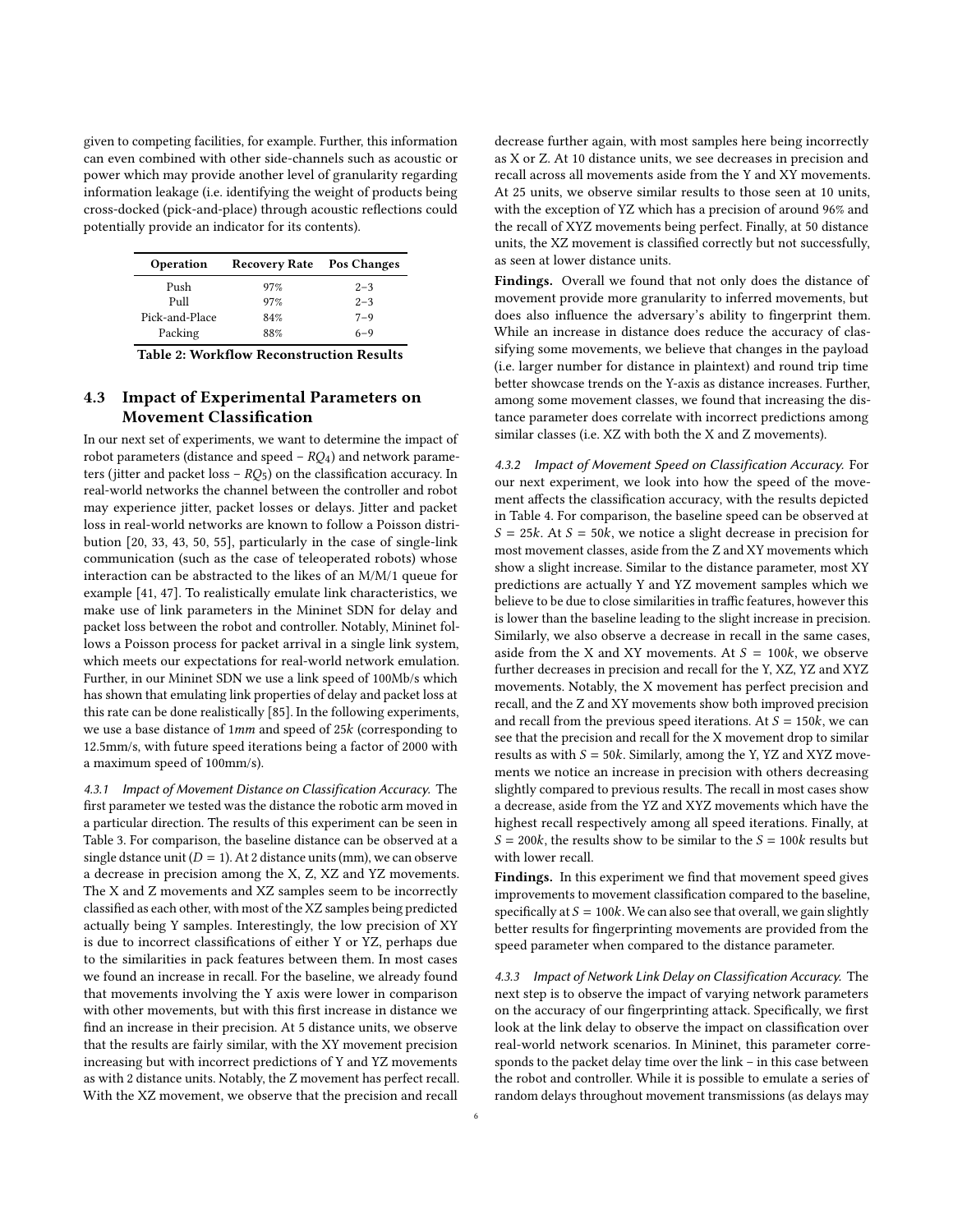given to competing facilities, for example. Further, this information can even combined with other side-channels such as acoustic or power which may provide another level of granularity regarding information leakage (i.e. identifying the weight of products being cross-docked (pick-and-place) through acoustic reflections could potentially provide an indicator for its contents).

| Operation | Recovery Rate | Pos Changes |
|---|---|---|
| Push | 97% | 2–3 |
| Pull | 97% | 2–3 |
| Pick-and-Place | 84% | 7–9 |
| Packing | 88% | 6–9 |

**Table 2: Workflow Reconstruction Results**

### 4.3 Impact of Experimental Parameters on Movement Classification

In our next set of experiments, we want to determine the impact of robot parameters (distance and speed – $RQ_4$) and network parameters (jitter and packet loss – $RQ_5$) on the classification accuracy. In real-world networks the channel between the controller and robot may experience jitter, packet losses or delays. Jitter and packet loss in real-world networks are known to follow a Poisson distribution [20, 33, 43, 50, 55], particularly in the case of single-link communication (such as the case of teleoperated robots) whose interaction can be abstracted to the likes of an M/M/1 queue for example [41, 47]. To realistically emulate link characteristics, we make use of link parameters in the Mininet SDN for delay and packet loss between the robot and controller. Notably, Mininet follows a Poisson process for packet arrival in a single link system, which meets our expectations for real-world network emulation. Further, in our Mininet SDN we use a link speed of 100Mb/s which has shown that emulating link properties of delay and packet loss at this rate can be done realistically [85]. In the following experiments, we use a base distance of 1*mm* and speed of 25*k* (corresponding to 12.5mm/s, with future speed iterations being a factor of 2000 with a maximum speed of 100mm/s).

*4.3.1 Impact of Movement Distance on Classification Accuracy.* The first parameter we tested was the distance the robotic arm moved in a particular direction. The results of this experiment can be seen in Table 3. For comparison, the baseline distance can be observed at a single dstance unit ($D = 1$). At 2 distance units (mm), we can observe a decrease in precision among the X, Z, XZ and YZ movements. The X and Z movements and XZ samples seem to be incorrectly classified as each other, with most of the XZ samples being predicted actually being Y samples. Interestingly, the low precision of XY is due to incorrect classifications of either Y or YZ, perhaps due to the similarities in pack features between them. In most cases we found an increase in recall. For the baseline, we already found that movements involving the Y axis were lower in comparison with other movements, but with this first increase in distance we find an increase in their precision. At 5 distance units, we observe that the results are fairly similar, with the XY movement precision increasing but with incorrect predictions of Y and YZ movements as with 2 distance units. Notably, the Z movement has perfect recall. With the XZ movement, we observe that the precision and recall decrease further again, with most samples here being incorrectly as X or Z. At 10 distance units, we see decreases in precision and recall across all movements aside from the Y and XY movements. At 25 units, we observe similar results to those seen at 10 units, with the exception of YZ which has a precision of around 96% and the recall of XYZ movements being perfect. Finally, at 50 distance units, the XZ movement is classified correctly but not successfully, as seen at lower distance units.

**Findings.** Overall we found that not only does the distance of movement provide more granularity to inferred movements, but does also influence the adversary's ability to fingerprint them. While an increase in distance does reduce the accuracy of classifying some movements, we believe that changes in the payload (i.e. larger number for distance in plaintext) and round trip time better showcase trends on the Y-axis as distance increases. Further, among some movement classes, we found that increasing the distance parameter does correlate with incorrect predictions among similar classes (i.e. XZ with both the X and Z movements).

*4.3.2 Impact of Movement Speed on Classification Accuracy.* For our next experiment, we look into how the speed of the movement affects the classification accuracy, with the results depicted in Table 4. For comparison, the baseline speed can be observed at $S = 25k$. At $S = 50k$, we notice a slight decrease in precision for most movement classes, aside from the Z and XY movements which show a slight increase. Similar to the distance parameter, most XY predictions are actually Y and YZ movement samples which we believe to be due to close similarities in traffic features, however this is lower than the baseline leading to the slight increase in precision. Similarly, we also observe a decrease in recall in the same cases, aside from the X and XY movements. At $S = 100k$, we observe further decreases in precision and recall for the Y, XZ, YZ and XYZ movements. Notably, the X movement has perfect precision and recall, and the Z and XY movements show both improved precision and recall from the previous speed iterations. At $S = 150k$, we can see that the precision and recall for the X movement drop to similar results as with $S = 50k$. Similarly, among the Y, YZ and XYZ movements we notice an increase in precision with others decreasing slightly compared to previous results. The recall in most cases show a decrease, aside from the YZ and XYZ movements which have the highest recall respectively among all speed iterations. Finally, at $S = 200k$, the results show to be similar to the $S = 100k$ results but with lower recall.

**Findings.** In this experiment we find that movement speed gives improvements to movement classification compared to the baseline, specifically at $S = 100k$. We can also see that overall, we gain slightly better results for fingerprinting movements are provided from the speed parameter when compared to the distance parameter.

*4.3.3 Impact of Network Link Delay on Classification Accuracy.* The next step is to observe the impact of varying network parameters on the accuracy of our fingerprinting attack. Specifically, we first look at the link delay to observe the impact on classification over real-world network scenarios. In Mininet, this parameter corresponds to the packet delay time over the link – in this case between the robot and controller. While it is possible to emulate a series of random delays throughout movement transmissions (as delays may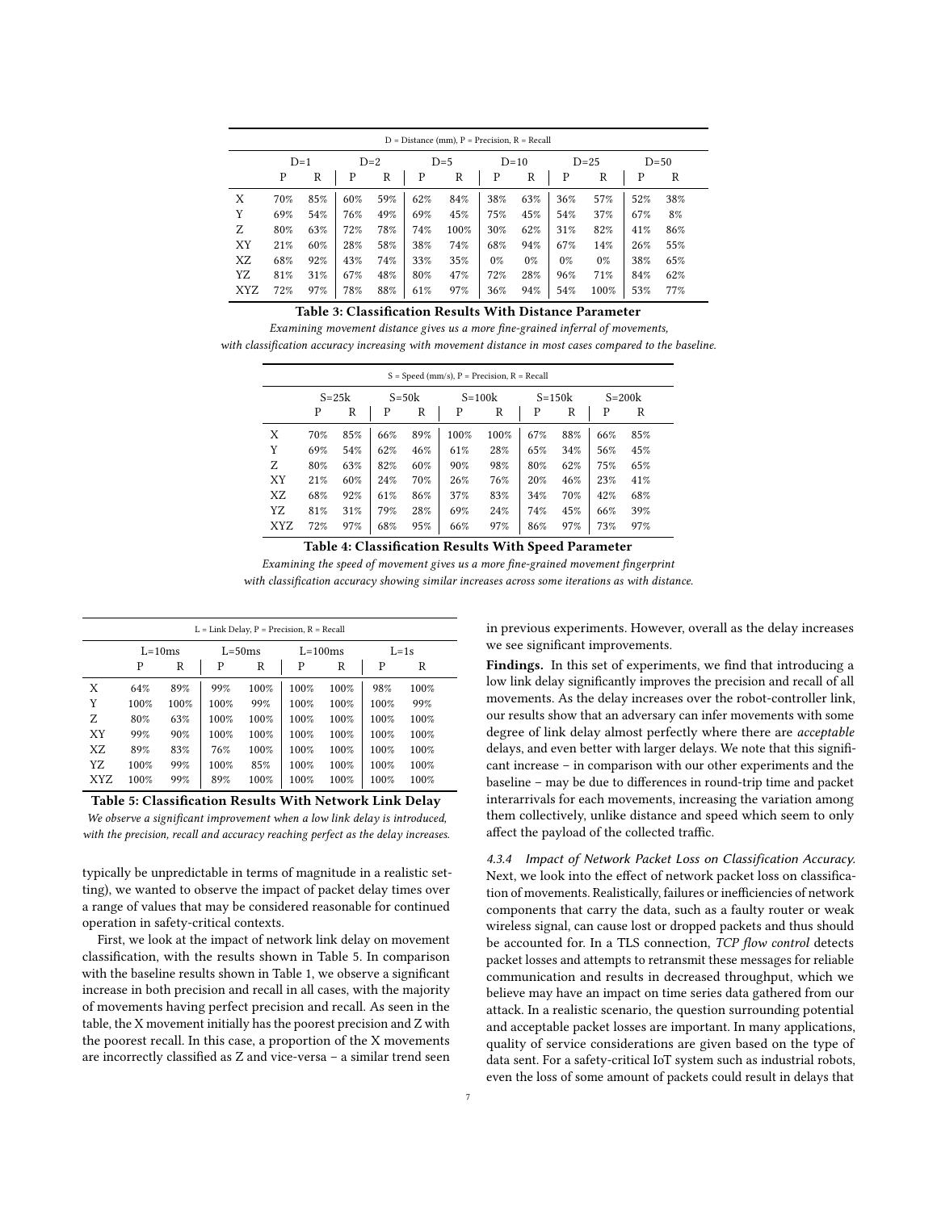| D = Distance (mm), P = Precision, R = Recall | | | | | | | | | | | | |
|---|---|---|---|---|---|---|---|---|---|---|---|---|
| | D=1 | | D=2 | | D=5 | | D=10 | | D=25 | | D=50 | |
| | P | R | P | R | P | R | P | R | P | R | P | R |
| X | 70% | 85% | 60% | 59% | 62% | 84% | 38% | 63% | 36% | 57% | 52% | 38% |
| Y | 69% | 54% | 76% | 49% | 69% | 45% | 75% | 45% | 54% | 37% | 67% | 8% |
| Z | 80% | 63% | 72% | 78% | 74% | 100% | 30% | 62% | 31% | 82% | 41% | 86% |
| XY | 21% | 60% | 28% | 58% | 38% | 74% | 68% | 94% | 67% | 14% | 26% | 55% |
| XZ | 68% | 92% | 43% | 74% | 33% | 35% | 0% | 0% | 0% | 0% | 38% | 65% |
| YZ | 81% | 31% | 67% | 48% | 80% | 47% | 72% | 28% | 96% | 71% | 84% | 62% |
| XYZ | 72% | 97% | 78% | 88% | 61% | 97% | 36% | 94% | 54% | 100% | 53% | 77% |

**Table 3: Classification Results With Distance Parameter**

*Examining movement distance gives us a more fine-grained inferral of movements, with classification accuracy increasing with movement distance in most cases compared to the baseline.*

| S = Speed (mm/s), P = Precision, R = Recall | | | | | | | | | | |
|---|---|---|---|---|---|---|---|---|---|---|
| | S=25k | | S=50k | | S=100k | | S=150k | | S=200k | |
| | P | R | P | R | P | R | P | R | P | R |
| X | 70% | 85% | 66% | 89% | 100% | 100% | 67% | 88% | 66% | 85% |
| Y | 69% | 54% | 62% | 46% | 61% | 28% | 65% | 34% | 56% | 45% |
| Z | 80% | 63% | 82% | 60% | 90% | 98% | 80% | 62% | 75% | 65% |
| XY | 21% | 60% | 24% | 70% | 26% | 76% | 20% | 46% | 23% | 41% |
| XZ | 68% | 92% | 61% | 86% | 37% | 83% | 34% | 70% | 42% | 68% |
| YZ | 81% | 31% | 79% | 28% | 69% | 24% | 74% | 45% | 66% | 39% |
| XYZ | 72% | 97% | 68% | 95% | 66% | 97% | 86% | 97% | 73% | 97% |

**Table 4: Classification Results With Speed Parameter**

*Examining the speed of movement gives us a more fine-grained movement fingerprint with classification accuracy showing similar increases across some iterations as with distance.*

| L = Link Delay, P = Precision, R = Recall | | | | | | | | |
|---|---|---|---|---|---|---|---|---|
| | L=10ms | | L=50ms | | L=100ms | | L=1s | |
| | P | R | P | R | P | R | P | R |
| X | 64% | 89% | 99% | 100% | 100% | 100% | 98% | 100% |
| Y | 100% | 100% | 100% | 99% | 100% | 100% | 100% | 99% |
| Z | 80% | 63% | 100% | 100% | 100% | 100% | 100% | 100% |
| XY | 99% | 90% | 100% | 100% | 100% | 100% | 100% | 100% |
| XZ | 89% | 83% | 76% | 100% | 100% | 100% | 100% | 100% |
| YZ | 100% | 99% | 100% | 85% | 100% | 100% | 100% | 100% |
| XYZ | 100% | 99% | 89% | 100% | 100% | 100% | 100% | 100% |

**Table 5: Classification Results With Network Link Delay**

*We observe a significant improvement when a low link delay is introduced, with the precision, recall and accuracy reaching perfect as the delay increases.*

typically be unpredictable in terms of magnitude in a realistic setting), we wanted to observe the impact of packet delay times over a range of values that may be considered reasonable for continued operation in safety-critical contexts.

First, we look at the impact of network link delay on movement classification, with the results shown in Table 5. In comparison with the baseline results shown in Table 1, we observe a significant increase in both precision and recall in all cases, with the majority of movements having perfect precision and recall. As seen in the table, the X movement initially has the poorest precision and Z with the poorest recall. In this case, a proportion of the X movements are incorrectly classified as Z and vice-versa – a similar trend seen in previous experiments. However, overall as the delay increases we see significant improvements.

**Findings.** In this set of experiments, we find that introducing a low link delay significantly improves the precision and recall of all movements. As the delay increases over the robot-controller link, our results show that an adversary can infer movements with some degree of link delay almost perfectly where there are *acceptable* delays, and even better with larger delays. We note that this significant increase – in comparison with our other experiments and the baseline – may be due to differences in round-trip time and packet interarrivals for each movements, increasing the variation among them collectively, unlike distance and speed which seem to only affect the payload of the collected traffic.

#### 4.3.4 *Impact of Network Packet Loss on Classification Accuracy.*

Next, we look into the effect of network packet loss on classification of movements. Realistically, failures or inefficiencies of network components that carry the data, such as a faulty router or weak wireless signal, can cause lost or dropped packets and thus should be accounted for. In a TLS connection, *TCP flow control* detects packet losses and attempts to retransmit these messages for reliable communication and results in decreased throughput, which we believe may have an impact on time series data gathered from our attack. In a realistic scenario, the question surrounding potential and acceptable packet losses are important. In many applications, quality of service considerations are given based on the type of data sent. For a safety-critical IoT system such as industrial robots, even the loss of some amount of packets could result in delays that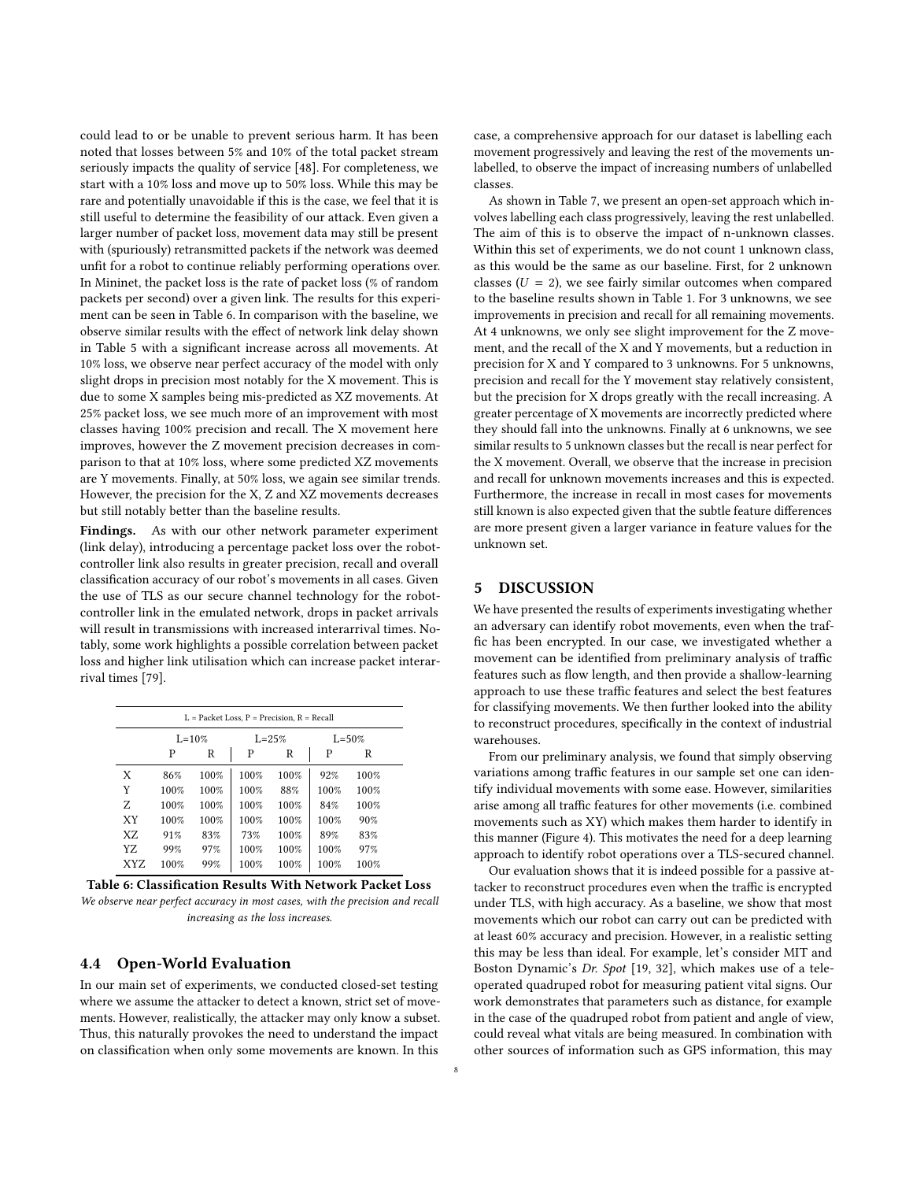could lead to or be unable to prevent serious harm. It has been noted that losses between 5% and 10% of the total packet stream seriously impacts the quality of service [48]. For completeness, we start with a 10% loss and move up to 50% loss. While this may be rare and potentially unavoidable if this is the case, we feel that it is still useful to determine the feasibility of our attack. Even given a larger number of packet loss, movement data may still be present with (spuriously) retransmitted packets if the network was deemed unfit for a robot to continue reliably performing operations over. In Mininet, the packet loss is the rate of packet loss (% of random packets per second) over a given link. The results for this experiment can be seen in Table 6. In comparison with the baseline, we observe similar results with the effect of network link delay shown in Table 5 with a significant increase across all movements. At 10% loss, we observe near perfect accuracy of the model with only slight drops in precision most notably for the X movement. This is due to some X samples being mis-predicted as XZ movements. At 25% packet loss, we see much more of an improvement with most classes having 100% precision and recall. The X movement here improves, however the Z movement precision decreases in comparison to that at 10% loss, where some predicted XZ movements are Y movements. Finally, at 50% loss, we again see similar trends. However, the precision for the X, Z and XZ movements decreases but still notably better than the baseline results.

**Findings.** As with our other network parameter experiment (link delay), introducing a percentage packet loss over the robot-controller link also results in greater precision, recall and overall classification accuracy of our robot's movements in all cases. Given the use of TLS as our secure channel technology for the robot-controller link in the emulated network, drops in packet arrivals will result in transmissions with increased interarrival times. Notably, some work highlights a possible correlation between packet loss and higher link utilisation which can increase packet interarrival times [79].

L = Packet Loss, P = Precision, R = Recall

| | L=10% | | L=25% | | L=50% | |
|---|---|---|---|---|---|---|
| | P | R | P | R | P | R |
| X | 86% | 100% | 100% | 100% | 92% | 100% |
| Y | 100% | 100% | 100% | 88% | 100% | 100% |
| Z | 100% | 100% | 100% | 100% | 84% | 100% |
| XY | 100% | 100% | 100% | 100% | 100% | 90% |
| XZ | 91% | 83% | 73% | 100% | 89% | 83% |
| YZ | 99% | 97% | 100% | 100% | 100% | 97% |
| XYZ | 100% | 99% | 100% | 100% | 100% | 100% |

**Table 6: Classification Results With Network Packet Loss**
*We observe near perfect accuracy in most cases, with the precision and recall increasing as the loss increases.*

### 4.4 Open-World Evaluation

In our main set of experiments, we conducted closed-set testing where we assume the attacker to detect a known, strict set of movements. However, realistically, the attacker may only know a subset. Thus, this naturally provokes the need to understand the impact on classification when only some movements are known. In this case, a comprehensive approach for our dataset is labelling each movement progressively and leaving the rest of the movements unlabelled, to observe the impact of increasing numbers of unlabelled classes.

As shown in Table 7, we present an open-set approach which involves labelling each class progressively, leaving the rest unlabelled. The aim of this is to observe the impact of n-unknown classes. Within this set of experiments, we do not count 1 unknown class, as this would be the same as our baseline. First, for 2 unknown classes ($U = 2$), we see fairly similar outcomes when compared to the baseline results shown in Table 1. For 3 unknowns, we see improvements in precision and recall for all remaining movements. At 4 unknowns, we only see slight improvement for the Z movement, and the recall of the X and Y movements, but a reduction in precision for X and Y compared to 3 unknowns. For 5 unknowns, precision and recall for the Y movement stay relatively consistent, but the precision for X drops greatly with the recall increasing. A greater percentage of X movements are incorrectly predicted where they should fall into the unknowns. Finally at 6 unknowns, we see similar results to 5 unknown classes but the recall is near perfect for the X movement. Overall, we observe that the increase in precision and recall for unknown movements increases and this is expected. Furthermore, the increase in recall in most cases for movements still known is also expected given that the subtle feature differences are more present given a larger variance in feature values for the unknown set.

## 5 DISCUSSION

We have presented the results of experiments investigating whether an adversary can identify robot movements, even when the traffic has been encrypted. In our case, we investigated whether a movement can be identified from preliminary analysis of traffic features such as flow length, and then provide a shallow-learning approach to use these traffic features and select the best features for classifying movements. We then further looked into the ability to reconstruct procedures, specifically in the context of industrial warehouses.

From our preliminary analysis, we found that simply observing variations among traffic features in our sample set one can identify individual movements with some ease. However, similarities arise among all traffic features for other movements (i.e. combined movements such as XY) which makes them harder to identify in this manner (Figure 4). This motivates the need for a deep learning approach to identify robot operations over a TLS-secured channel.

Our evaluation shows that it is indeed possible for a passive attacker to reconstruct procedures even when the traffic is encrypted under TLS, with high accuracy. As a baseline, we show that most movements which our robot can carry out can be predicted with at least 60% accuracy and precision. However, in a realistic setting this may be less than ideal. For example, let's consider MIT and Boston Dynamic's *Dr. Spot* [19, 32], which makes use of a teleoperated quadruped robot for measuring patient vital signs. Our work demonstrates that parameters such as distance, for example in the case of the quadruped robot from patient and angle of view, could reveal what vitals are being measured. In combination with other sources of information such as GPS information, this may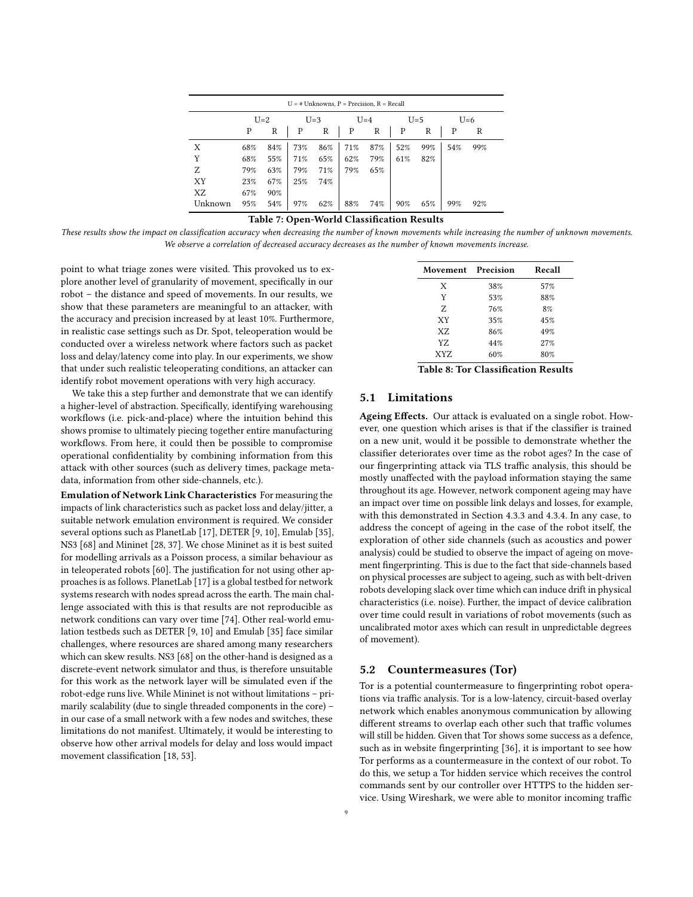| U = # Unknowns, P = Precision, R = Recall | | | | | | | | | | |
|---|---|---|---|---|---|---|---|---|---|---|
| | U=2 | | U=3 | | U=4 | | U=5 | | U=6 | |
| | P | R | P | R | P | R | P | R | P | R |
| X | 68% | 84% | 73% | 86% | 71% | 87% | 52% | 99% | 54% | 99% |
| Y | 68% | 55% | 71% | 65% | 62% | 79% | 61% | 82% | | |
| Z | 79% | 63% | 79% | 71% | 79% | 65% | | | | |
| XY | 23% | 67% | 25% | 74% | | | | | | |
| XZ | 67% | 90% | | | | | | | | |
| Unknown | 95% | 54% | 97% | 62% | 88% | 74% | 90% | 65% | 99% | 92% |

**Table 7: Open-World Classification Results**

*These results show the impact on classification accuracy when decreasing the number of known movements while increasing the number of unknown movements. We observe a correlation of decreased accuracy decreases as the number of known movements increase.*

point to what triage zones were visited. This provoked us to explore another level of granularity of movement, specifically in our robot – the distance and speed of movements. In our results, we show that these parameters are meaningful to an attacker, with the accuracy and precision increased by at least 10%. Furthermore, in realistic case settings such as Dr. Spot, teleoperation would be conducted over a wireless network where factors such as packet loss and delay/latency come into play. In our experiments, we show that under such realistic teleoperating conditions, an attacker can identify robot movement operations with very high accuracy.

We take this a step further and demonstrate that we can identify a higher-level of abstraction. Specifically, identifying warehousing workflows (i.e. pick-and-place) where the intuition behind this shows promise to ultimately piecing together entire manufacturing workflows. From here, it could then be possible to compromise operational confidentiality by combining information from this attack with other sources (such as delivery times, package metadata, information from other side-channels, etc.).

**Emulation of Network Link Characteristics** For measuring the impacts of link characteristics such as packet loss and delay/jitter, a suitable network emulation environment is required. We consider several options such as PlanetLab [17], DETER [9, 10], Emulab [35], NS3 [68] and Mininet [28, 37]. We chose Mininet as it is best suited for modelling arrivals as a Poisson process, a similar behaviour as in teleoperated robots [60]. The justification for not using other approaches is as follows. PlanetLab [17] is a global testbed for network systems research with nodes spread across the earth. The main challenge associated with this is that results are not reproducible as network conditions can vary over time [74]. Other real-world emulation testbeds such as DETER [9, 10] and Emulab [35] face similar challenges, where resources are shared among many researchers which can skew results. NS3 [68] on the other-hand is designed as a discrete-event network simulator and thus, is therefore unsuitable for this work as the network layer will be simulated even if the robot-edge runs live. While Mininet is not without limitations – primarily scalability (due to single threaded components in the core) – in our case of a small network with a few nodes and switches, these limitations do not manifest. Ultimately, it would be interesting to observe how other arrival models for delay and loss would impact movement classification [18, 53].

| Movement | Precision | Recall |
|---|---|---|
| X | 38% | 57% |
| Y | 53% | 88% |
| Z | 76% | 8% |
| XY | 35% | 45% |
| XZ | 86% | 49% |
| YZ | 44% | 27% |
| XYZ | 60% | 80% |

**Table 8: Tor Classification Results**

## 5.1 Limitations

**Ageing Effects.** Our attack is evaluated on a single robot. However, one question which arises is that if the classifier is trained on a new unit, would it be possible to demonstrate whether the classifier deteriorates over time as the robot ages? In the case of our fingerprinting attack via TLS traffic analysis, this should be mostly unaffected with the payload information staying the same throughout its age. However, network component ageing may have an impact over time on possible link delays and losses, for example, with this demonstrated in Section 4.3.3 and 4.3.4. In any case, to address the concept of ageing in the case of the robot itself, the exploration of other side channels (such as acoustics and power analysis) could be studied to observe the impact of ageing on movement fingerprinting. This is due to the fact that side-channels based on physical processes are subject to ageing, such as with belt-driven robots developing slack over time which can induce drift in physical characteristics (i.e. noise). Further, the impact of device calibration over time could result in variations of robot movements (such as uncalibrated motor axes which can result in unpredictable degrees of movement).

## 5.2 Countermeasures (Tor)

Tor is a potential countermeasure to fingerprinting robot operations via traffic analysis. Tor is a low-latency, circuit-based overlay network which enables anonymous communication by allowing different streams to overlap each other such that traffic volumes will still be hidden. Given that Tor shows some success as a defence, such as in website fingerprinting [36], it is important to see how Tor performs as a countermeasure in the context of our robot. To do this, we setup a Tor hidden service which receives the control commands sent by our controller over HTTPS to the hidden service. Using Wireshark, we were able to monitor incoming traffic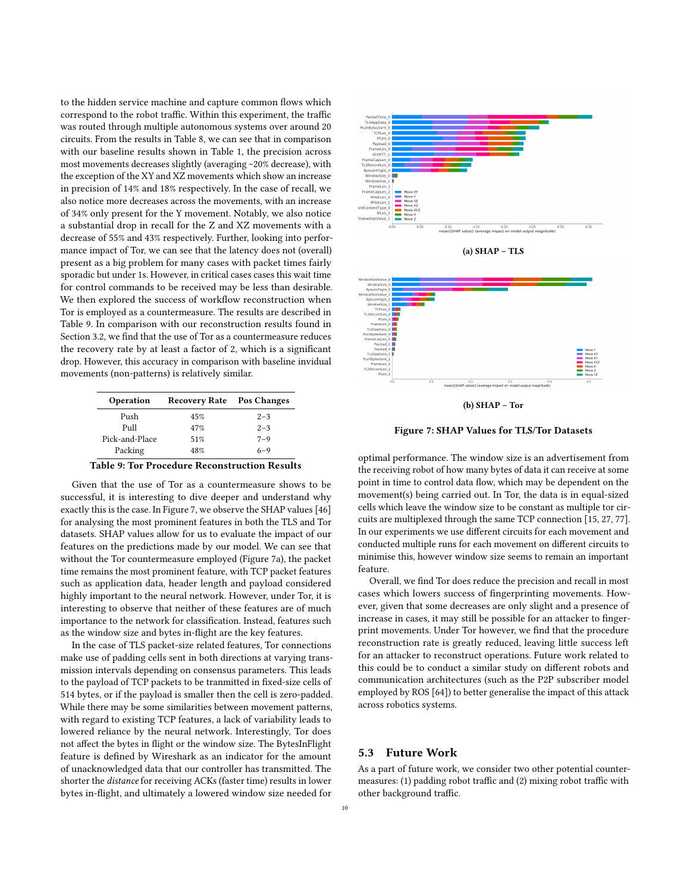to the hidden service machine and capture common flows which correspond to the robot traffic. Within this experiment, the traffic was routed through multiple autonomous systems over around 20 circuits. From the results in Table 8, we can see that in comparison with our baseline results shown in Table 1, the precision across most movements decreases slightly (averaging ~20% decrease), with the exception of the XY and XZ movements which show an increase in precision of 14% and 18% respectively. In the case of recall, we also notice more decreases across the movements, with an increase of 34% only present for the Y movement. Notably, we also notice a substantial drop in recall for the Z and XZ movements with a decrease of 55% and 43% respectively. Further, looking into performance impact of Tor, we can see that the latency does not (overall) present as a big problem for many cases with packet times fairly sporadic but under 1s. However, in critical cases cases this wait time for control commands to be received may be less than desirable. We then explored the success of workflow reconstruction when Tor is employed as a countermeasure. The results are described in Table 9. In comparison with our reconstruction results found in Section 3.2, we find that the use of Tor as a countermeasure reduces the recovery rate by at least a factor of 2, which is a significant drop. However, this accuracy in comparison with baseline invidual movements (non-patterns) is relatively similar.

| Operation | Recovery Rate | Pos Changes |
|---|---|---|
| Push | 45% | 2–3 |
| Pull | 47% | 2–3 |
| Pick-and-Place | 51% | 7–9 |
| Packing | 48% | 6–9 |

**Table 9: Tor Procedure Reconstruction Results**

Given that the use of Tor as a countermeasure shows to be successful, it is interesting to dive deeper and understand why exactly this is the case. In Figure 7, we observe the SHAP values [46] for analysing the most prominent features in both the TLS and Tor datasets. SHAP values allow for us to evaluate the impact of our features on the predictions made by our model. We can see that without the Tor countermeasure employed (Figure 7a), the packet time remains the most prominent feature, with TCP packet features such as application data, header length and payload considered highly important to the neural network. However, under Tor, it is interesting to observe that neither of these features are of much importance to the network for classification. Instead, features such as the window size and bytes in-flight are the key features.

In the case of TLS packet-size related features, Tor connections make use of padding cells sent in both directions at varying transmission intervals depending on consensus parameters. This leads to the payload of TCP packets to be tranmitted in fixed-size cells of 514 bytes, or if the payload is smaller then the cell is zero-padded. While there may be some similarities between movement patterns, with regard to existing TCP features, a lack of variability leads to lowered reliance by the neural network. Interestingly, Tor does not affect the bytes in flight or the window size. The BytesInFlight feature is defined by Wireshark as an indicator for the amount of unacknowledged data that our controller has transmitted. The shorter the *distance* for receiving ACKs (faster time) results in lower bytes in-flight, and ultimately a lowered window size needed for optimal performance. The window size is an advertisement from the receiving robot of how many bytes of data it can receive at some point in time to control data flow, which may be dependent on the movement(s) being carried out. In Tor, the data is in equal-sized cells which leave the window size to be constant as multiple tor circuits are multiplexed through the same TCP connection [15, 27, 77]. In our experiments we use different circuits for each movement and conducted multiple runs for each movement on different circuits to minimise this, however window size seems to remain an important feature.

**(a) SHAP – TLS**

**(b) SHAP – Tor**

**Figure 7: SHAP Values for TLS/Tor Datasets**

Overall, we find Tor does reduce the precision and recall in most cases which lowers success of fingerprinting movements. However, given that some decreases are only slight and a presence of increase in cases, it may still be possible for an attacker to fingerprint movements. Under Tor however, we find that the procedure reconstruction rate is greatly reduced, leaving little success left for an attacker to reconstruct operations. Future work related to this could be to conduct a similar study on different robots and communication architectures (such as the P2P subscriber model employed by ROS [64]) to better generalise the impact of this attack across robotics systems.

## 5.3 Future Work

As a part of future work, we consider two other potential countermeasures: (1) padding robot traffic and (2) mixing robot traffic with other background traffic.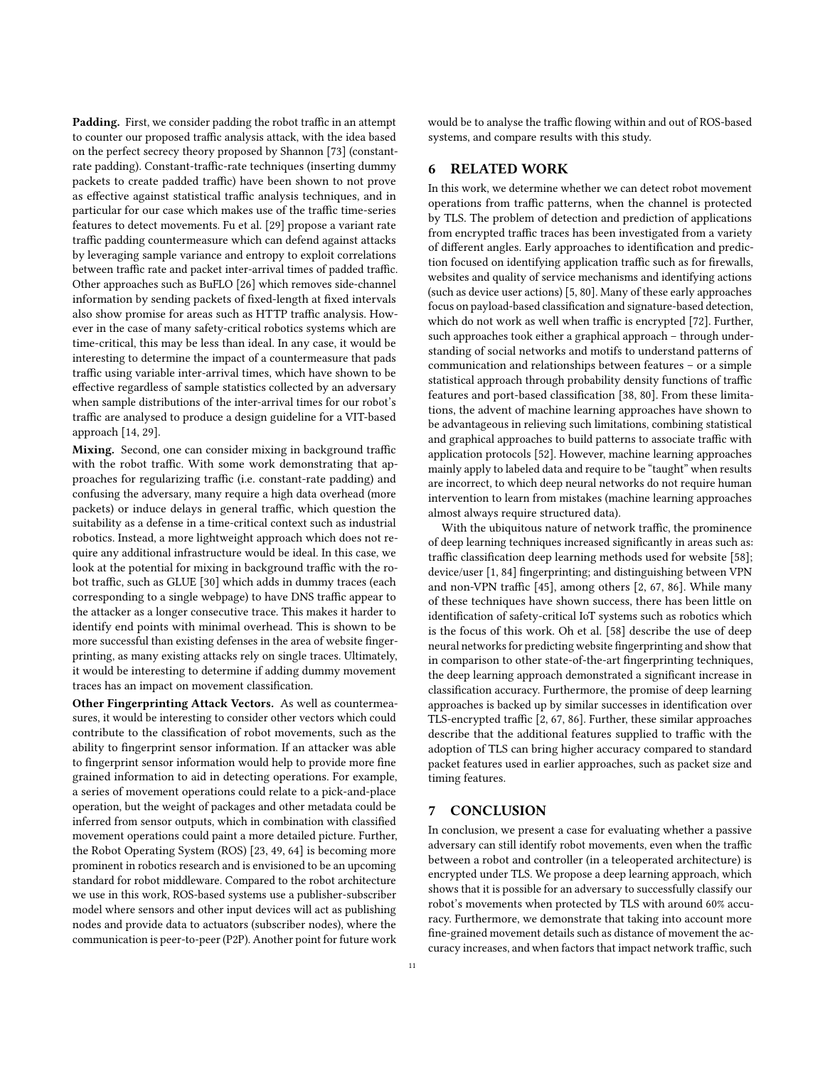**Padding.** First, we consider padding the robot traffic in an attempt to counter our proposed traffic analysis attack, with the idea based on the perfect secrecy theory proposed by Shannon [73] (constant-rate padding). Constant-traffic-rate techniques (inserting dummy packets to create padded traffic) have been shown to not prove as effective against statistical traffic analysis techniques, and in particular for our case which makes use of the traffic time-series features to detect movements. Fu et al. [29] propose a variant rate traffic padding countermeasure which can defend against attacks by leveraging sample variance and entropy to exploit correlations between traffic rate and packet inter-arrival times of padded traffic. Other approaches such as BuFLO [26] which removes side-channel information by sending packets of fixed-length at fixed intervals also show promise for areas such as HTTP traffic analysis. However in the case of many safety-critical robotics systems which are time-critical, this may be less than ideal. In any case, it would be interesting to determine the impact of a countermeasure that pads traffic using variable inter-arrival times, which have shown to be effective regardless of sample statistics collected by an adversary when sample distributions of the inter-arrival times for our robot's traffic are analysed to produce a design guideline for a VIT-based approach [14, 29].

**Mixing.** Second, one can consider mixing in background traffic with the robot traffic. With some work demonstrating that approaches for regularizing traffic (i.e. constant-rate padding) and confusing the adversary, many require a high data overhead (more packets) or induce delays in general traffic, which question the suitability as a defense in a time-critical context such as industrial robotics. Instead, a more lightweight approach which does not require any additional infrastructure would be ideal. In this case, we look at the potential for mixing in background traffic with the robot traffic, such as GLUE [30] which adds in dummy traces (each corresponding to a single webpage) to have DNS traffic appear to the attacker as a longer consecutive trace. This makes it harder to identify end points with minimal overhead. This is shown to be more successful than existing defenses in the area of website fingerprinting, as many existing attacks rely on single traces. Ultimately, it would be interesting to determine if adding dummy movement traces has an impact on movement classification.

**Other Fingerprinting Attack Vectors.** As well as countermeasures, it would be interesting to consider other vectors which could contribute to the classification of robot movements, such as the ability to fingerprint sensor information. If an attacker was able to fingerprint sensor information would help to provide more fine grained information to aid in detecting operations. For example, a series of movement operations could relate to a pick-and-place operation, but the weight of packages and other metadata could be inferred from sensor outputs, which in combination with classified movement operations could paint a more detailed picture. Further, the Robot Operating System (ROS) [23, 49, 64] is becoming more prominent in robotics research and is envisioned to be an upcoming standard for robot middleware. Compared to the robot architecture we use in this work, ROS-based systems use a publisher-subscriber model where sensors and other input devices will act as publishing nodes and provide data to actuators (subscriber nodes), where the communication is peer-to-peer (P2P). Another point for future work would be to analyse the traffic flowing within and out of ROS-based systems, and compare results with this study.

## 6 RELATED WORK

In this work, we determine whether we can detect robot movement operations from traffic patterns, when the channel is protected by TLS. The problem of detection and prediction of applications from encrypted traffic traces has been investigated from a variety of different angles. Early approaches to identification and prediction focused on identifying application traffic such as for firewalls, websites and quality of service mechanisms and identifying actions (such as device user actions) [5, 80]. Many of these early approaches focus on payload-based classification and signature-based detection, which do not work as well when traffic is encrypted [72]. Further, such approaches took either a graphical approach – through understanding of social networks and motifs to understand patterns of communication and relationships between features – or a simple statistical approach through probability density functions of traffic features and port-based classification [38, 80]. From these limitations, the advent of machine learning approaches have shown to be advantageous in relieving such limitations, combining statistical and graphical approaches to build patterns to associate traffic with application protocols [52]. However, machine learning approaches mainly apply to labeled data and require to be "taught" when results are incorrect, to which deep neural networks do not require human intervention to learn from mistakes (machine learning approaches almost always require structured data).

With the ubiquitous nature of network traffic, the prominence of deep learning techniques increased significantly in areas such as: traffic classification deep learning methods used for website [58]; device/user [1, 84] fingerprinting; and distinguishing between VPN and non-VPN traffic [45], among others [2, 67, 86]. While many of these techniques have shown success, there has been little on identification of safety-critical IoT systems such as robotics which is the focus of this work. Oh et al. [58] describe the use of deep neural networks for predicting website fingerprinting and show that in comparison to other state-of-the-art fingerprinting techniques, the deep learning approach demonstrated a significant increase in classification accuracy. Furthermore, the promise of deep learning approaches is backed up by similar successes in identification over TLS-encrypted traffic [2, 67, 86]. Further, these similar approaches describe that the additional features supplied to traffic with the adoption of TLS can bring higher accuracy compared to standard packet features used in earlier approaches, such as packet size and timing features.

## 7 CONCLUSION

In conclusion, we present a case for evaluating whether a passive adversary can still identify robot movements, even when the traffic between a robot and controller (in a teleoperated architecture) is encrypted under TLS. We propose a deep learning approach, which shows that it is possible for an adversary to successfully classify our robot's movements when protected by TLS with around 60% accuracy. Furthermore, we demonstrate that taking into account more fine-grained movement details such as distance of movement the accuracy increases, and when factors that impact network traffic, such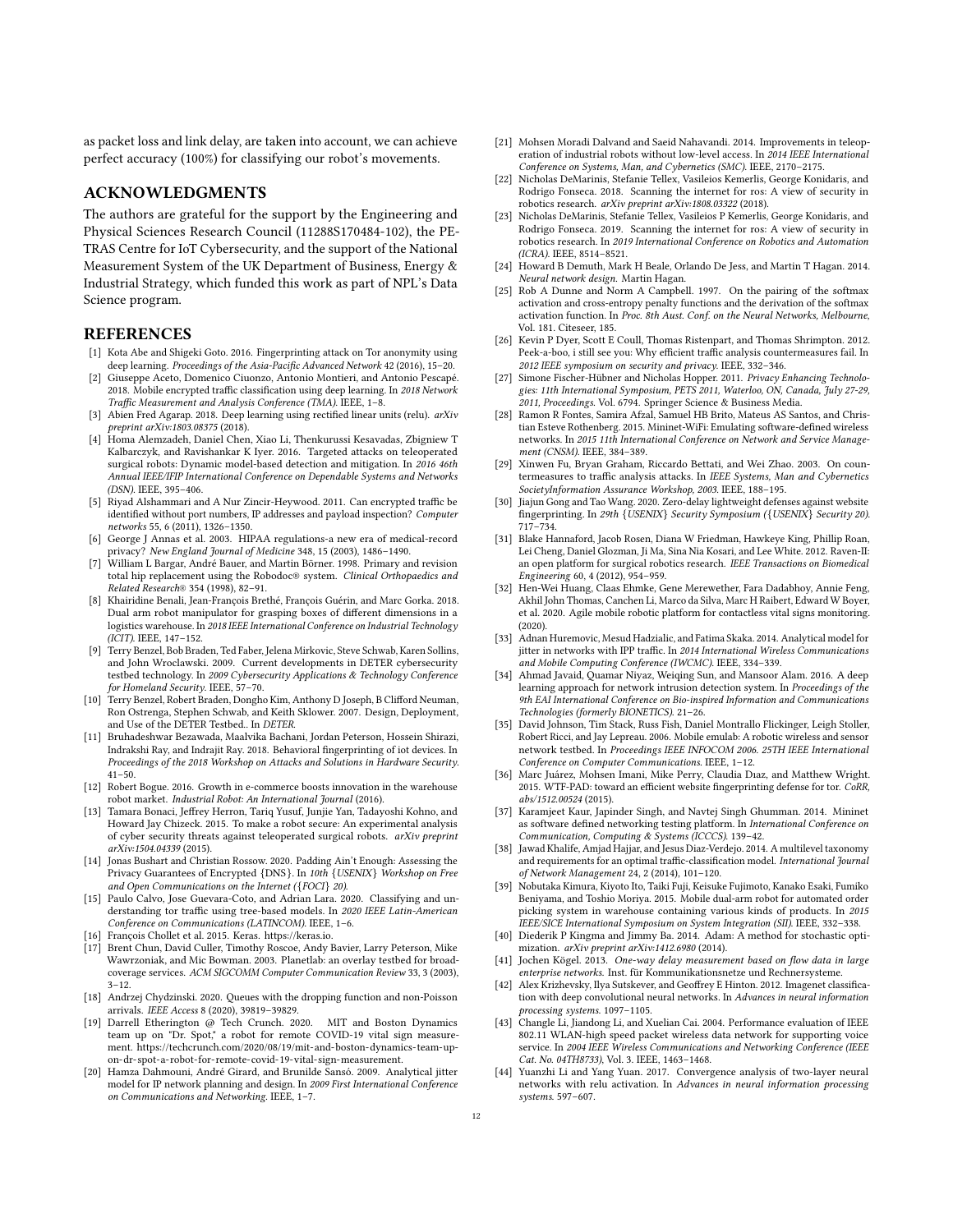as packet loss and link delay, are taken into account, we can achieve perfect accuracy (100%) for classifying our robot's movements.

## ACKNOWLEDGMENTS

The authors are grateful for the support by the Engineering and Physical Sciences Research Council (11288S170484-102), the PETRAS Centre for IoT Cybersecurity, and the support of the National Measurement System of the UK Department of Business, Energy & Industrial Strategy, which funded this work as part of NPL's Data Science program.

## REFERENCES

[1] Kota Abe and Shigeki Goto. 2016. Fingerprinting attack on Tor anonymity using deep learning. *Proceedings of the Asia-Pacific Advanced Network* 42 (2016), 15–20.

[2] Giuseppe Aceto, Domenico Ciuonzo, Antonio Montieri, and Antonio Pescapé. 2018. Mobile encrypted traffic classification using deep learning. In *2018 Network Traffic Measurement and Analysis Conference (TMA)*. IEEE, 1–8.

[3] Abien Fred Agarap. 2018. Deep learning using rectified linear units (relu). *arXiv preprint arXiv:1803.08375* (2018).

[4] Homa Alemzadeh, Daniel Chen, Xiao Li, Thenkurussi Kesavadas, Zbigniew T Kalbarczyk, and Ravishankar K Iyer. 2016. Targeted attacks on teleoperated surgical robots: Dynamic model-based detection and mitigation. In *2016 46th Annual IEEE/IFIP International Conference on Dependable Systems and Networks (DSN)*. IEEE, 395–406.

[5] Riyad Alshammari and A Nur Zincir-Heywood. 2011. Can encrypted traffic be identified without port numbers, IP addresses and payload inspection? *Computer networks* 55, 6 (2011), 1326–1350.

[6] George J Annas et al. 2003. HIPAA regulations-a new era of medical-record privacy? *New England Journal of Medicine* 348, 15 (2003), 1486–1490.

[7] William L Bargar, André Bauer, and Martin Börner. 1998. Primary and revision total hip replacement using the Robodoc® system. *Clinical Orthopaedics and Related Research®* 354 (1998), 82–91.

[8] Khairidine Benali, Jean-François Brethé, François Guérin, and Marc Gorka. 2018. Dual arm robot manipulator for grasping boxes of different dimensions in a logistics warehouse. In *2018 IEEE International Conference on Industrial Technology (ICIT)*. IEEE, 147–152.

[9] Terry Benzel, Bob Braden, Ted Faber, Jelena Mirkovic, Steve Schwab, Karen Sollins, and John Wroclawski. 2009. Current developments in DETER cybersecurity testbed technology. In *2009 Cybersecurity Applications & Technology Conference for Homeland Security*. IEEE, 57–70.

[10] Terry Benzel, Robert Braden, Dongho Kim, Anthony D Joseph, B Clifford Neuman, Ron Ostrenga, Stephen Schwab, and Keith Sklower. 2007. Design, Deployment, and Use of the DETER Testbed.. In *DETER*.

[11] Bruhadeshwar Bezawada, Maalvika Bachani, Jordan Peterson, Hossein Shirazi, Indrakshi Ray, and Indrajit Ray. 2018. Behavioral fingerprinting of iot devices. In *Proceedings of the 2018 Workshop on Attacks and Solutions in Hardware Security*. 41–50.

[12] Robert Bogue. 2016. Growth in e-commerce boosts innovation in the warehouse robot market. *Industrial Robot: An International Journal* (2016).

[13] Tamara Bonaci, Jeffrey Herron, Tariq Yusuf, Junjie Yan, Tadayoshi Kohno, and Howard Jay Chizeck. 2015. To make a robot secure: An experimental analysis of cyber security threats against teleoperated surgical robots. *arXiv preprint arXiv:1504.04339* (2015).

[14] Jonas Bushart and Christian Rossow. 2020. Padding Ain't Enough: Assessing the Privacy Guarantees of Encrypted {DNS}. In *10th {USENIX} Workshop on Free and Open Communications on the Internet ({FOCI} 20)*.

[15] Paulo Calvo, Jose Guevara-Coto, and Adrian Lara. 2020. Classifying and understanding tor traffic using tree-based models. In *2020 IEEE Latin-American Conference on Communications (LATINCOM)*. IEEE, 1–6.

[16] François Chollet et al. 2015. Keras. https://keras.io.

[17] Brent Chun, David Culler, Timothy Roscoe, Andy Bavier, Larry Peterson, Mike Wawrzoniak, and Mic Bowman. 2003. Planetlab: an overlay testbed for broad-coverage services. *ACM SIGCOMM Computer Communication Review* 33, 3 (2003), 3–12.

[18] Andrzej Chydzinski. 2020. Queues with the dropping function and non-Poisson arrivals. *IEEE Access* 8 (2020), 39819–39829.

[19] Darrell Etherington @ Tech Crunch. 2020. MIT and Boston Dynamics team up on "Dr. Spot," a robot for remote COVID-19 vital sign measurement. https://techcrunch.com/2020/08/19/mit-and-boston-dynamics-team-up-on-dr-spot-a-robot-for-remote-covid-19-vital-sign-measurement.

[20] Hamza Dahmouni, André Girard, and Brunilde Sansó. 2009. Analytical jitter model for IP network planning and design. In *2009 First International Conference on Communications and Networking*. IEEE, 1–7.

[21] Mohsen Moradi Dalvand and Saeid Nahavandi. 2014. Improvements in teleoperation of industrial robots without low-level access. In *2014 IEEE International Conference on Systems, Man, and Cybernetics (SMC)*. IEEE, 2170–2175.

[22] Nicholas DeMarinis, Stefanie Tellex, Vasileios Kemerlis, George Konidaris, and Rodrigo Fonseca. 2018. Scanning the internet for ros: A view of security in robotics research. *arXiv preprint arXiv:1808.03322* (2018).

[23] Nicholas DeMarinis, Stefanie Tellex, Vasileios P Kemerlis, George Konidaris, and Rodrigo Fonseca. 2019. Scanning the internet for ros: A view of security in robotics research. In *2019 International Conference on Robotics and Automation (ICRA)*. IEEE, 8514–8521.

[24] Howard B Demuth, Mark H Beale, Orlando De Jess, and Martin T Hagan. 2014. *Neural network design*. Martin Hagan.

[25] Rob A Dunne and Norm A Campbell. 1997. On the pairing of the softmax activation and cross-entropy penalty functions and the derivation of the softmax activation function. In *Proc. 8th Aust. Conf. on the Neural Networks, Melbourne*, Vol. 181. Citeseer, 185.

[26] Kevin P Dyer, Scott E Coull, Thomas Ristenpart, and Thomas Shrimpton. 2012. Peek-a-boo, i still see you: Why efficient traffic analysis countermeasures fail. In *2012 IEEE symposium on security and privacy*. IEEE, 332–346.

[27] Simone Fischer-Hübner and Nicholas Hopper. 2011. *Privacy Enhancing Technologies: 11th International Symposium, PETS 2011, Waterloo, ON, Canada, July 27-29, 2011, Proceedings*. Vol. 6794. Springer Science & Business Media.

[28] Ramon R Fontes, Samira Afzal, Samuel HB Brito, Mateus AS Santos, and Christian Esteve Rothenberg. 2015. Mininet-WiFi: Emulating software-defined wireless networks. In *2015 11th International Conference on Network and Service Management (CNSM)*. IEEE, 384–389.

[29] Xinwen Fu, Bryan Graham, Riccardo Bettati, and Wei Zhao. 2003. On countermeasures to traffic analysis attacks. In *IEEE Systems, Man and Cybernetics SocietyInformation Assurance Workshop, 2003*. IEEE, 188–195.

[30] Jiajun Gong and Tao Wang. 2020. Zero-delay lightweight defenses against website fingerprinting. In *29th {USENIX} Security Symposium ({USENIX} Security 20)*. 717–734.

[31] Blake Hannaford, Jacob Rosen, Diana W Friedman, Hawkeye King, Phillip Roan, Lei Cheng, Daniel Glozman, Ji Ma, Sina Nia Kosari, and Lee White. 2012. Raven-II: an open platform for surgical robotics research. *IEEE Transactions on Biomedical Engineering* 60, 4 (2012), 954–959.

[32] Hen-Wei Huang, Claas Ehmke, Gene Merewether, Fara Dadabhoy, Annie Feng, Akhil John Thomas, Canchen Li, Marco da Silva, Marc H Raibert, Edward W Boyer, et al. 2020. Agile mobile robotic platform for contactless vital signs monitoring. (2020).

[33] Adnan Huremovic, Mesud Hadzialic, and Fatima Skaka. 2014. Analytical model for jitter in networks with IPP traffic. In *2014 International Wireless Communications and Mobile Computing Conference (IWCMC)*. IEEE, 334–339.

[34] Ahmad Javaid, Quamar Niyaz, Weiqing Sun, and Mansoor Alam. 2016. A deep learning approach for network intrusion detection system. In *Proceedings of the 9th EAI International Conference on Bio-inspired Information and Communications Technologies (formerly BIONETICS)*. 21–26.

[35] David Johnson, Tim Stack, Russ Fish, Daniel Montrallo Flickinger, Leigh Stoller, Robert Ricci, and Jay Lepreau. 2006. Mobile emulab: A robotic wireless and sensor network testbed. In *Proceedings IEEE INFOCOM 2006. 25TH IEEE International Conference on Computer Communications*. IEEE, 1–12.

[36] Marc Juárez, Mohsen Imani, Mike Perry, Claudia Dıaz, and Matthew Wright. 2015. WTF-PAD: toward an efficient website fingerprinting defense for tor. *CoRR, abs/1512.00524* (2015).

[37] Karamjeet Kaur, Japinder Singh, and Navtej Singh Ghumman. 2014. Mininet as software defined networking testing platform. In *International Conference on Communication, Computing & Systems (ICCCS)*. 139–42.

[38] Jawad Khalife, Amjad Hajjar, and Jesus Diaz-Verdejo. 2014. A multilevel taxonomy and requirements for an optimal traffic-classification model. *International Journal of Network Management* 24, 2 (2014), 101–120.

[39] Nobutaka Kimura, Kiyoto Ito, Taiki Fuji, Keisuke Fujimoto, Kanako Esaki, Fumiko Beniyama, and Toshio Moriya. 2015. Mobile dual-arm robot for automated order picking system in warehouse containing various kinds of products. In *2015 IEEE/SICE International Symposium on System Integration (SII)*. IEEE, 332–338.

[40] Diederik P Kingma and Jimmy Ba. 2014. Adam: A method for stochastic optimization. *arXiv preprint arXiv:1412.6980* (2014).

[41] Jochen Kögel. 2013. *One-way delay measurement based on flow data in large enterprise networks*. Inst. für Kommunikationsnetze und Rechnersysteme.

[42] Alex Krizhevsky, Ilya Sutskever, and Geoffrey E Hinton. 2012. Imagenet classification with deep convolutional neural networks. In *Advances in neural information processing systems*. 1097–1105.

[43] Changle Li, Jiandong Li, and Xuelian Cai. 2004. Performance evaluation of IEEE 802.11 WLAN-high speed packet wireless data network for supporting voice service. In *2004 IEEE Wireless Communications and Networking Conference (IEEE Cat. No. 04TH8733)*, Vol. 3. IEEE, 1463–1468.

[44] Yuanzhi Li and Yang Yuan. 2017. Convergence analysis of two-layer neural networks with relu activation. In *Advances in neural information processing systems*. 597–607.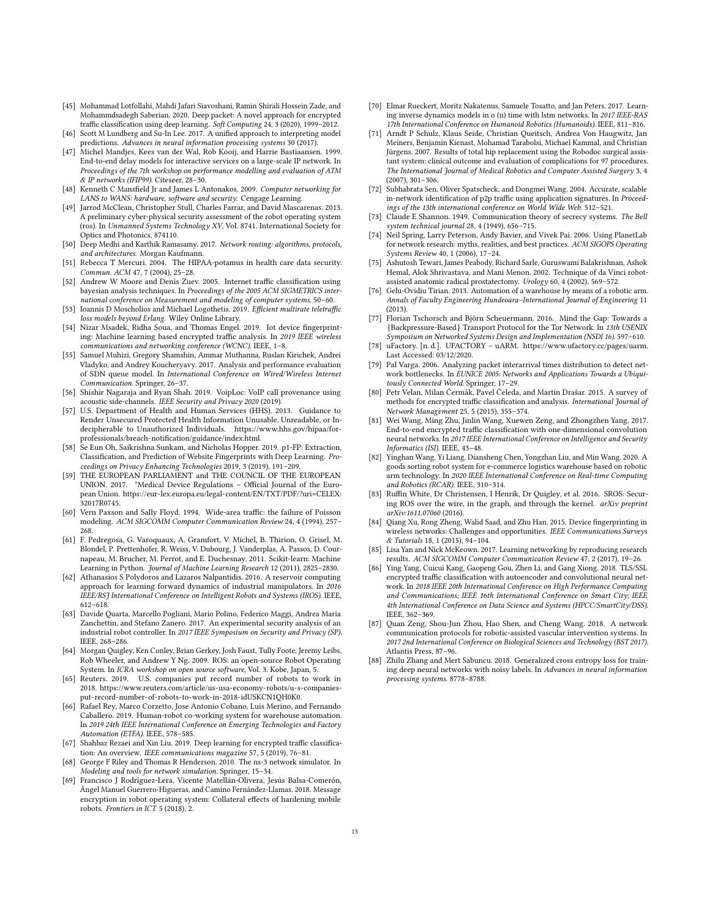[45] Mohammad Lotfollahi, Mahdi Jafari Siavoshani, Ramin Shirali Hossein Zade, and Mohammdsadegh Saberian. 2020. Deep packet: A novel approach for encrypted traffic classification using deep learning. *Soft Computing* 24, 3 (2020), 1999–2012.

[46] Scott M Lundberg and Su-In Lee. 2017. A unified approach to interpreting model predictions. *Advances in neural information processing systems* 30 (2017).

[47] Michel Mandjes, Kees van der Wal, Rob Kooij, and Harrie Bastiaansen. 1999. End-to-end delay models for interactive services on a large-scale IP network. In *Proceedings of the 7th workshop on performance modelling and evaluation of ATM & IP networks (IFIP99)*. Citeseer, 28–30.

[48] Kenneth C Mansfield Jr and James L Antonakos. 2009. *Computer networking for LANS to WANS: hardware, software and security*. Cengage Learning.

[49] Jarrod McClean, Christopher Stull, Charles Farrar, and David Mascarenas. 2013. A preliminary cyber-physical security assessment of the robot operating system (ros). In *Unmanned Systems Technology XV*, Vol. 8741. International Society for Optics and Photonics, 874110.

[50] Deep Medhi and Karthik Ramasamy. 2017. *Network routing: algorithms, protocols, and architectures*. Morgan Kaufmann.

[51] Rebecca T Mercuri. 2004. The HIPAA-potamus in health care data security. *Commun. ACM* 47, 7 (2004), 25–28.

[52] Andrew W Moore and Denis Zuev. 2005. Internet traffic classification using bayesian analysis techniques. In *Proceedings of the 2005 ACM SIGMETRICS international conference on Measurement and modeling of computer systems*. 50–60.

[53] Ioannis D Moscholios and Michael Logothetis. 2019. *Efficient multirate teletraffic loss models beyond Erlang*. Wiley Online Library.

[54] Nizar Msadek, Ridha Soua, and Thomas Engel. 2019. Iot device fingerprinting: Machine learning based encrypted traffic analysis. In *2019 IEEE wireless communications and networking conference (WCNC)*. IEEE, 1–8.

[55] Samuel Muhizi, Gregory Shamshin, Ammar Muthanna, Ruslan Kirichek, Andrei Vladyko, and Andrey Koucheryavy. 2017. Analysis and performance evaluation of SDN queue model. In *International Conference on Wired/Wireless Internet Communication*. Springer, 26–37.

[56] Shishir Nagaraja and Ryan Shah. 2019. VoipLoc: VoIP call provenance using acoustic side-channels. *IEEE Security and Privacy 2020* (2019).

[57] U.S. Department of Health and Human Services (HHS). 2013. Guidance to Render Unsecured Protected Health Information Unusable, Unreadable, or Indecipherable to Unauthorized Individuals. https://www.hhs.gov/hipaa/for-professionals/breach-notification/guidance/index.html.

[58] Se Eun Oh, Saikrishna Sunkam, and Nicholas Hopper. 2019. p1-FP: Extraction, Classification, and Prediction of Website Fingerprints with Deep Learning. *Proceedings on Privacy Enhancing Technologies* 2019, 3 (2019), 191–209.

[59] THE EUROPEAN PARLIAMENT and THE COUNCIL OF THE EUROPEAN UNION. 2017. "Medical Device Regulations – Official Journal of the European Union. https://eur-lex.europa.eu/legal-content/EN/TXT/PDF/?uri=CELEX:32017R0745.

[60] Vern Paxson and Sally Floyd. 1994. Wide-area traffic: the failure of Poisson modeling. *ACM SIGCOMM Computer Communication Review* 24, 4 (1994), 257–268.

[61] F. Pedregosa, G. Varoquaux, A. Gramfort, V. Michel, B. Thirion, O. Grisel, M. Blondel, P. Prettenhofer, R. Weiss, V. Dubourg, J. Vanderplas, A. Passos, D. Cournapeau, M. Brucher, M. Perrot, and E. Duchesnay. 2011. Scikit-learn: Machine Learning in Python. *Journal of Machine Learning Research* 12 (2011), 2825–2830.

[62] Athanasios S Polydoros and Lazaros Nalpantidis. 2016. A reservoir computing approach for learning forward dynamics of industrial manipulators. In *2016 IEEE/RSJ International Conference on Intelligent Robots and Systems (IROS)*. IEEE, 612–618.

[63] Davide Quarta, Marcello Pogliani, Mario Polino, Federico Maggi, Andrea Maria Zanchettin, and Stefano Zanero. 2017. An experimental security analysis of an industrial robot controller. In *2017 IEEE Symposium on Security and Privacy (SP)*. IEEE, 268–286.

[64] Morgan Quigley, Ken Conley, Brian Gerkey, Josh Faust, Tully Foote, Jeremy Leibs, Rob Wheeler, and Andrew Y Ng. 2009. ROS: an open-source Robot Operating System. In *ICRA workshop on open source software*, Vol. 3. Kobe, Japan, 5.

[65] Reuters. 2019. U.S. companies put record number of robots to work in 2018. https://www.reuters.com/article/us-usa-economy-robots/u-s-companies-put-record-number-of-robots-to-work-in-2018-idUSKCN1QH0K0.

[66] Rafael Rey, Marco Corzetto, Jose Antonio Cobano, Luis Merino, and Fernando Caballero. 2019. Human-robot co-working system for warehouse automation. In *2019 24th IEEE International Conference on Emerging Technologies and Factory Automation (ETFA)*. IEEE, 578–585.

[67] Shahbaz Rezaei and Xin Liu. 2019. Deep learning for encrypted traffic classification: An overview. *IEEE communications magazine* 57, 5 (2019), 76–81.

[68] George F Riley and Thomas R Henderson. 2010. The ns-3 network simulator. In *Modeling and tools for network simulation*. Springer, 15–34.

[69] Francisco J Rodríguez-Lera, Vicente Matellán-Olivera, Jesús Balsa-Comerón, Ángel Manuel Guerrero-Higueras, and Camino Fernández-Llamas. 2018. Message encryption in robot operating system: Collateral effects of hardening mobile robots. *Frontiers in ICT* 5 (2018), 2.

[70] Elmar Rueckert, Moritz Nakatenus, Samuele Tosatto, and Jan Peters. 2017. Learning inverse dynamics models in o (n) time with lstm networks. In *2017 IEEE-RAS 17th International Conference on Humanoid Robotics (Humanoids)*. IEEE, 811–816.

[71] Arndt P Schulz, Klaus Seide, Christian Queitsch, Andrea Von Haugwitz, Jan Meiners, Benjamin Kienast, Mohamad Tarabolsi, Michael Kammal, and Christian Jürgens. 2007. Results of total hip replacement using the Robodoc surgical assistant system: clinical outcome and evaluation of complications for 97 procedures. *The International Journal of Medical Robotics and Computer Assisted Surgery* 3, 4 (2007), 301–306.

[72] Subhabrata Sen, Oliver Spatscheck, and Dongmei Wang. 2004. Accurate, scalable in-network identification of p2p traffic using application signatures. In *Proceedings of the 13th international conference on World Wide Web*. 512–521.

[73] Claude E Shannon. 1949. Communication theory of secrecy systems. *The Bell system technical journal* 28, 4 (1949), 656–715.

[74] Neil Spring, Larry Peterson, Andy Bavier, and Vivek Pai. 2006. Using PlanetLab for network research: myths, realities, and best practices. *ACM SIGOPS Operating Systems Review* 40, 1 (2006), 17–24.

[75] Ashutosh Tewari, James Peabody, Richard Sarle, Guruswami Balakrishnan, Ashok Hemal, Alok Shrivastava, and Mani Menon. 2002. Technique of da Vinci robot-assisted anatomic radical prostatectomy. *Urology* 60, 4 (2002), 569–572.

[76] Gelu-Ovidiu Tirian. 2013. Automation of a warehouse by means of a robotic arm. *Annals of Faculty Engineering Hundeoara–International Journal of Engineering* 11 (2013).

[77] Florian Tschorsch and Björn Scheuermann. 2016. Mind the Gap: Towards a {Backpressure-Based} Transport Protocol for the Tor Network. In *13th USENIX Symposium on Networked Systems Design and Implementation (NSDI 16)*. 597–610.

[78] uFactory. [n. d.]. UFACTORY – uARM. https://www.ufactory.cc/pages/uarm. Last Accessed: 03/12/2020.

[79] Pal Varga. 2006. Analyzing packet interarrival times distribution to detect network bottlenecks. In *EUNICE 2005: Networks and Applications Towards a Ubiquitously Connected World*. Springer, 17–29.

[80] Petr Velan, Milan Čermák, Pavel Čeleda, and Martin Drašar. 2015. A survey of methods for encrypted traffic classification and analysis. *International Journal of Network Management* 25, 5 (2015), 355–374.

[81] Wei Wang, Ming Zhu, Jinlin Wang, Xuewen Zeng, and Zhongzhen Yang. 2017. End-to-end encrypted traffic classification with one-dimensional convolution neural networks. In *2017 IEEE International Conference on Intelligence and Security Informatics (ISI)*. IEEE, 43–48.

[82] Yinghan Wang, Yi Liang, Diansheng Chen, Yongzhan Liu, and Min Wang. 2020. A goods sorting robot system for e-commerce logistics warehouse based on robotic arm technology. In *2020 IEEE International Conference on Real-time Computing and Robotics (RCAR)*. IEEE, 310–314.

[83] Ruffin White, Dr Christensen, I Henrik, Dr Quigley, et al. 2016. SROS: Securing ROS over the wire, in the graph, and through the kernel. *arXiv preprint arXiv:1611.07060* (2016).

[84] Qiang Xu, Rong Zheng, Walid Saad, and Zhu Han. 2015. Device fingerprinting in wireless networks: Challenges and opportunities. *IEEE Communications Surveys & Tutorials* 18, 1 (2015), 94–104.

[85] Lisa Yan and Nick McKeown. 2017. Learning networking by reproducing research results. *ACM SIGCOMM Computer Communication Review* 47, 2 (2017), 19–26.

[86] Ying Yang, Cuicui Kang, Gaopeng Gou, Zhen Li, and Gang Xiong. 2018. TLS/SSL encrypted traffic classification with autoencoder and convolutional neural network. In *2018 IEEE 20th International Conference on High Performance Computing and Communications; IEEE 16th International Conference on Smart City; IEEE 4th International Conference on Data Science and Systems (HPCC/SmartCity/DSS)*. IEEE, 362–369.

[87] Quan Zeng, Shou-Jun Zhou, Hao Shen, and Cheng Wang. 2018. A network communication protocols for robotic-assisted vascular intervention systems. In *2017 2nd International Conference on Biological Sciences and Technology (BST 2017)*. Atlantis Press, 87–96.

[88] Zhilu Zhang and Mert Sabuncu. 2018. Generalized cross entropy loss for training deep neural networks with noisy labels. In *Advances in neural information processing systems*. 8778–8788.